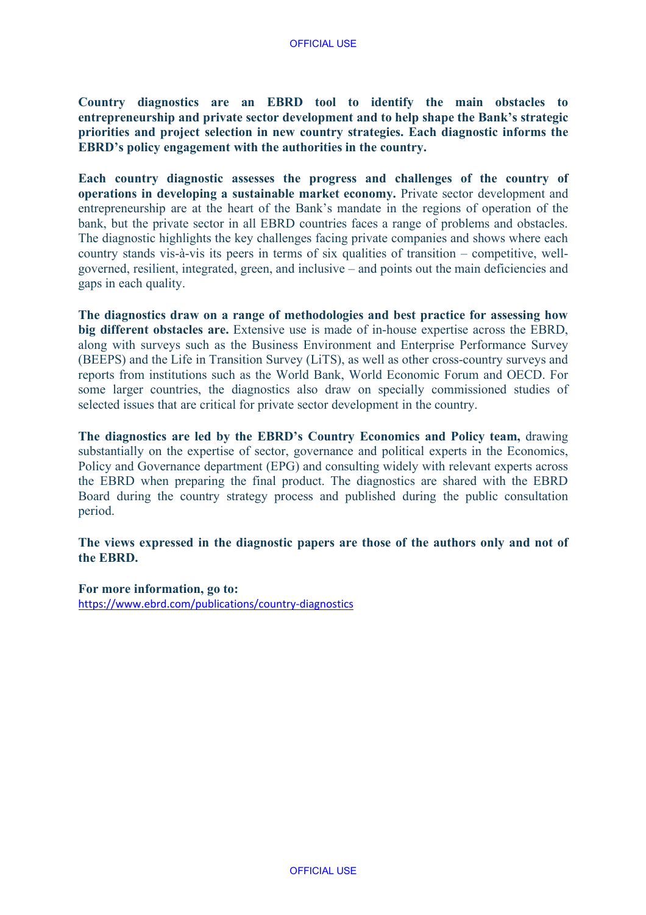**Country diagnostics are an EBRD tool to identify the main obstacles to entrepreneurship and private sector development and to help shape the Bank's strategic priorities and project selection in new country strategies. Each diagnostic informs the EBRD's policy engagement with the authorities in the country.**

**Each country diagnostic assesses the progress and challenges of the country of operations in developing a sustainable market economy.** Private sector development and entrepreneurship are at the heart of the Bank's mandate in the regions of operation of the bank, but the private sector in all EBRD countries faces a range of problems and obstacles. The diagnostic highlights the key challenges facing private companies and shows where each country stands vis-à-vis its peers in terms of six qualities of transition – competitive, well-governed, resilient, integrated, green, and inclusive – and points out the main deficiencies and gaps in each quality.

**The diagnostics draw on a range of methodologies and best practice for assessing how big different obstacles are.** Extensive use is made of in-house expertise across the EBRD, along with surveys such as the Business Environment and Enterprise Performance Survey (BEEPS) and the Life in Transition Survey (LiTS), as well as other cross-country surveys and reports from institutions such as the World Bank, World Economic Forum and OECD. For some larger countries, the diagnostics also draw on specially commissioned studies of selected issues that are critical for private sector development in the country.

**The diagnostics are led by the EBRD's Country Economics and Policy team,** drawing substantially on the expertise of sector, governance and political experts in the Economics, Policy and Governance department (EPG) and consulting widely with relevant experts across the EBRD when preparing the final product. The diagnostics are shared with the EBRD Board during the country strategy process and published during the public consultation period.

**The views expressed in the diagnostic papers are those of the authors only and not of the EBRD.**

**For more information, go to:**
https://www.ebrd.com/publications/country-diagnostics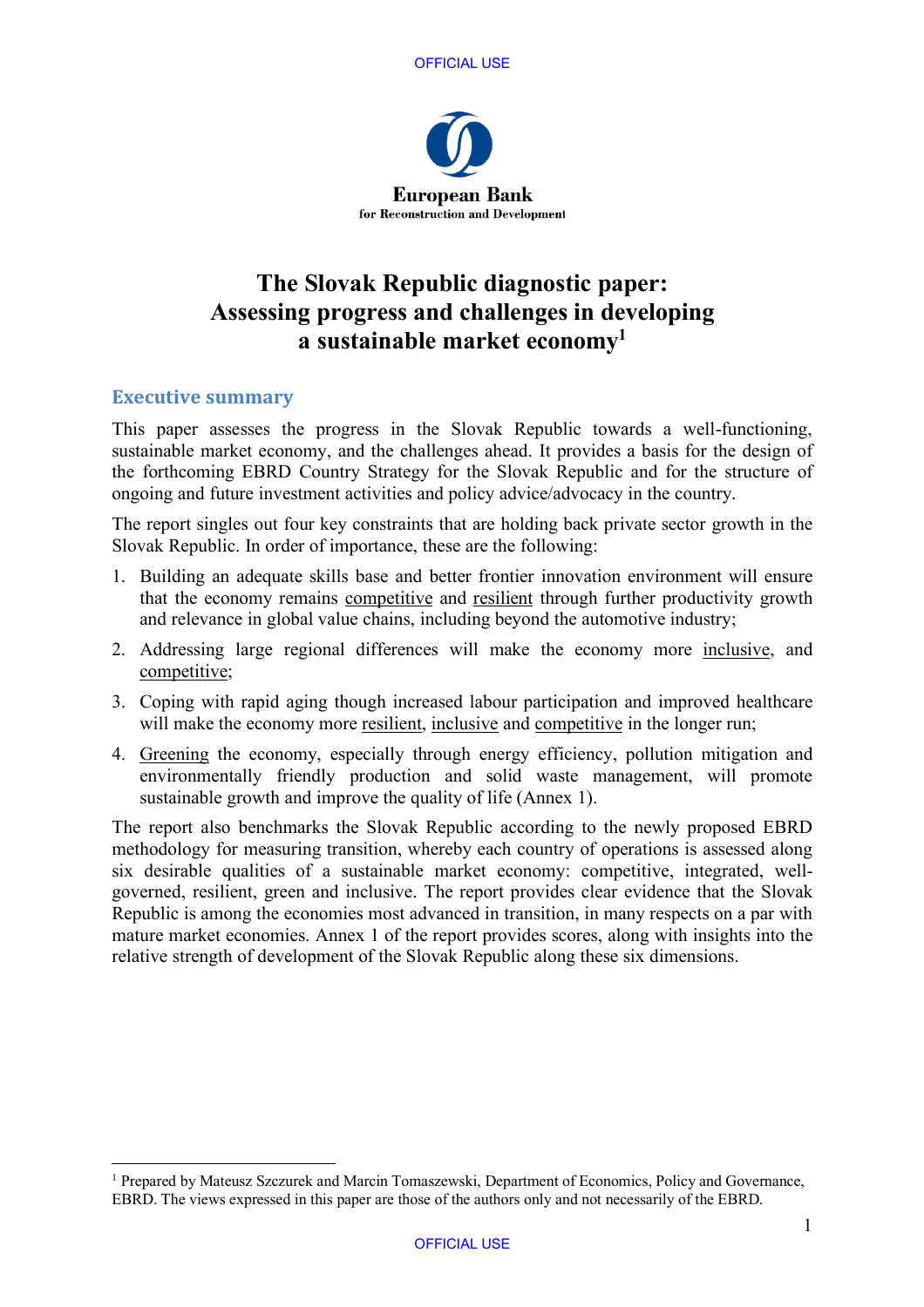# The Slovak Republic diagnostic paper: Assessing progress and challenges in developing a sustainable market economy[1]

## Executive summary

This paper assesses the progress in the Slovak Republic towards a well-functioning, sustainable market economy, and the challenges ahead. It provides a basis for the design of the forthcoming EBRD Country Strategy for the Slovak Republic and for the structure of ongoing and future investment activities and policy advice/advocacy in the country.

The report singles out four key constraints that are holding back private sector growth in the Slovak Republic. In order of importance, these are the following:

1. Building an adequate skills base and better frontier innovation environment will ensure that the economy remains competitive and resilient through further productivity growth and relevance in global value chains, including beyond the automotive industry;
2. Addressing large regional differences will make the economy more inclusive, and competitive;
3. Coping with rapid aging though increased labour participation and improved healthcare will make the economy more resilient, inclusive and competitive in the longer run;
4. Greening the economy, especially through energy efficiency, pollution mitigation and environmentally friendly production and solid waste management, will promote sustainable growth and improve the quality of life (Annex 1).

The report also benchmarks the Slovak Republic according to the newly proposed EBRD methodology for measuring transition, whereby each country of operations is assessed along six desirable qualities of a sustainable market economy: competitive, integrated, well-governed, resilient, green and inclusive. The report provides clear evidence that the Slovak Republic is among the economies most advanced in transition, in many respects on a par with mature market economies. Annex 1 of the report provides scores, along with insights into the relative strength of development of the Slovak Republic along these six dimensions.

[1] Prepared by Mateusz Szczurek and Marcin Tomaszewski, Department of Economics, Policy and Governance, EBRD. The views expressed in this paper are those of the authors only and not necessarily of the EBRD.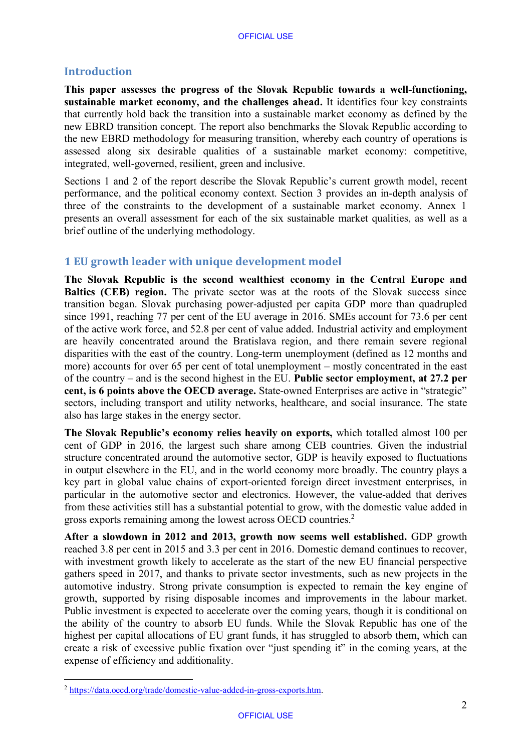## Introduction

**This paper assesses the progress of the Slovak Republic towards a well-functioning, sustainable market economy, and the challenges ahead.** It identifies four key constraints that currently hold back the transition into a sustainable market economy as defined by the new EBRD transition concept. The report also benchmarks the Slovak Republic according to the new EBRD methodology for measuring transition, whereby each country of operations is assessed along six desirable qualities of a sustainable market economy: competitive, integrated, well-governed, resilient, green and inclusive.

Sections 1 and 2 of the report describe the Slovak Republic's current growth model, recent performance, and the political economy context. Section 3 provides an in-depth analysis of three of the constraints to the development of a sustainable market economy. Annex 1 presents an overall assessment for each of the six sustainable market qualities, as well as a brief outline of the underlying methodology.

## 1 EU growth leader with unique development model

**The Slovak Republic is the second wealthiest economy in the Central Europe and Baltics (CEB) region.** The private sector was at the roots of the Slovak success since transition began. Slovak purchasing power-adjusted per capita GDP more than quadrupled since 1991, reaching 77 per cent of the EU average in 2016. SMEs account for 73.6 per cent of the active work force, and 52.8 per cent of value added. Industrial activity and employment are heavily concentrated around the Bratislava region, and there remain severe regional disparities with the east of the country. Long-term unemployment (defined as 12 months and more) accounts for over 65 per cent of total unemployment – mostly concentrated in the east of the country – and is the second highest in the EU. **Public sector employment, at 27.2 per cent, is 6 points above the OECD average.** State-owned Enterprises are active in "strategic" sectors, including transport and utility networks, healthcare, and social insurance. The state also has large stakes in the energy sector.

**The Slovak Republic's economy relies heavily on exports,** which totalled almost 100 per cent of GDP in 2016, the largest such share among CEB countries. Given the industrial structure concentrated around the automotive sector, GDP is heavily exposed to fluctuations in output elsewhere in the EU, and in the world economy more broadly. The country plays a key part in global value chains of export-oriented foreign direct investment enterprises, in particular in the automotive sector and electronics. However, the value-added that derives from these activities still has a substantial potential to grow, with the domestic value added in gross exports remaining among the lowest across OECD countries.[2]

**After a slowdown in 2012 and 2013, growth now seems well established.** GDP growth reached 3.8 per cent in 2015 and 3.3 per cent in 2016. Domestic demand continues to recover, with investment growth likely to accelerate as the start of the new EU financial perspective gathers speed in 2017, and thanks to private sector investments, such as new projects in the automotive industry. Strong private consumption is expected to remain the key engine of growth, supported by rising disposable incomes and improvements in the labour market. Public investment is expected to accelerate over the coming years, though it is conditional on the ability of the country to absorb EU funds. While the Slovak Republic has one of the highest per capital allocations of EU grant funds, it has struggled to absorb them, which can create a risk of excessive public fixation over "just spending it" in the coming years, at the expense of efficiency and additionality.

[2] https://data.oecd.org/trade/domestic-value-added-in-gross-exports.htm.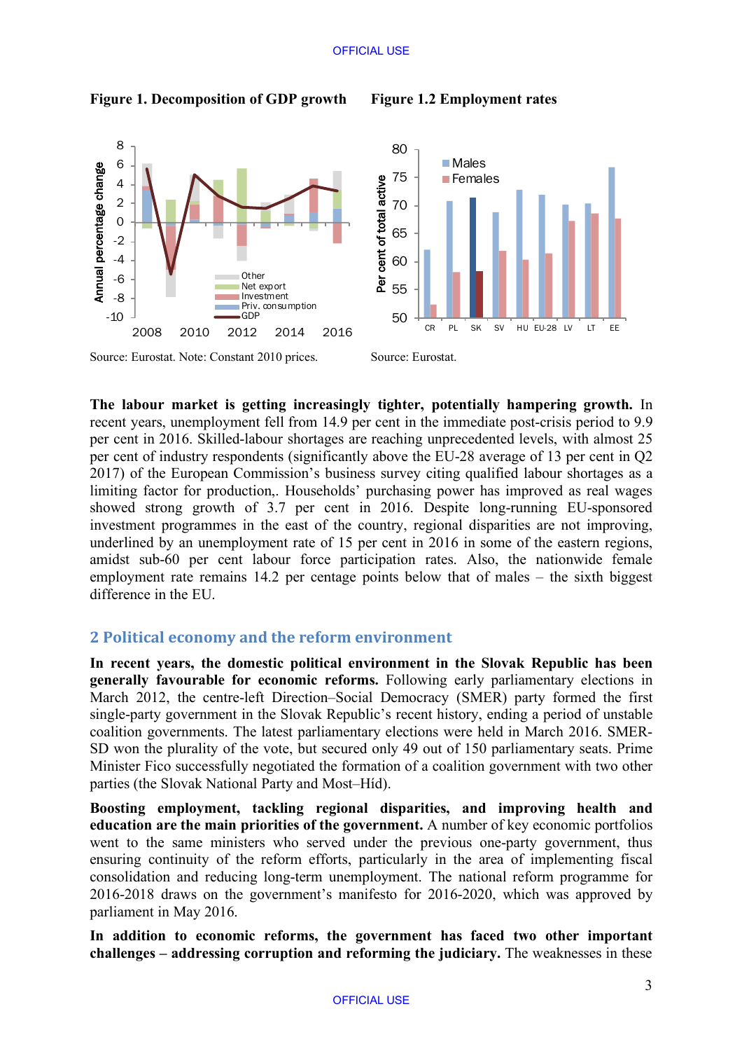**Figure 1. Decomposition of GDP growth**

Source: Eurostat. Note: Constant 2010 prices.

**Figure 1.2 Employment rates**

Source: Eurostat.

**The labour market is getting increasingly tighter, potentially hampering growth.** In recent years, unemployment fell from 14.9 per cent in the immediate post-crisis period to 9.9 per cent in 2016. Skilled-labour shortages are reaching unprecedented levels, with almost 25 per cent of industry respondents (significantly above the EU-28 average of 13 per cent in Q2 2017) of the European Commission's business survey citing qualified labour shortages as a limiting factor for production,. Households' purchasing power has improved as real wages showed strong growth of 3.7 per cent in 2016. Despite long-running EU-sponsored investment programmes in the east of the country, regional disparities are not improving, underlined by an unemployment rate of 15 per cent in 2016 in some of the eastern regions, amidst sub-60 per cent labour force participation rates. Also, the nationwide female employment rate remains 14.2 per centage points below that of males – the sixth biggest difference in the EU.

## 2 Political economy and the reform environment

**In recent years, the domestic political environment in the Slovak Republic has been generally favourable for economic reforms.** Following early parliamentary elections in March 2012, the centre-left Direction–Social Democracy (SMER) party formed the first single-party government in the Slovak Republic's recent history, ending a period of unstable coalition governments. The latest parliamentary elections were held in March 2016. SMER-SD won the plurality of the vote, but secured only 49 out of 150 parliamentary seats. Prime Minister Fico successfully negotiated the formation of a coalition government with two other parties (the Slovak National Party and Most–Híd).

**Boosting employment, tackling regional disparities, and improving health and education are the main priorities of the government.** A number of key economic portfolios went to the same ministers who served under the previous one-party government, thus ensuring continuity of the reform efforts, particularly in the area of implementing fiscal consolidation and reducing long-term unemployment. The national reform programme for 2016-2018 draws on the government's manifesto for 2016-2020, which was approved by parliament in May 2016.

**In addition to economic reforms, the government has faced two other important challenges – addressing corruption and reforming the judiciary.** The weaknesses in these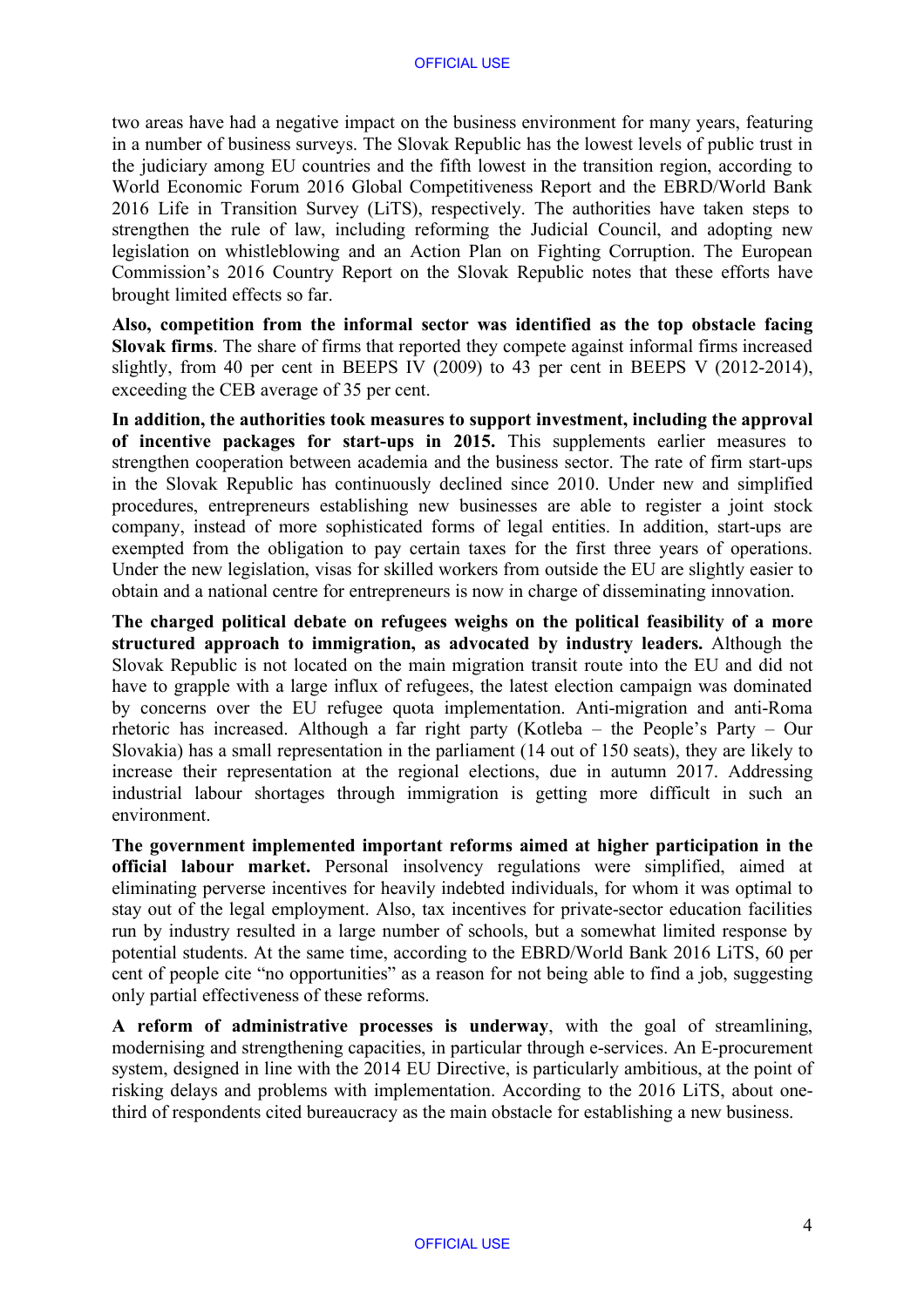two areas have had a negative impact on the business environment for many years, featuring in a number of business surveys. The Slovak Republic has the lowest levels of public trust in the judiciary among EU countries and the fifth lowest in the transition region, according to World Economic Forum 2016 Global Competitiveness Report and the EBRD/World Bank 2016 Life in Transition Survey (LiTS), respectively. The authorities have taken steps to strengthen the rule of law, including reforming the Judicial Council, and adopting new legislation on whistleblowing and an Action Plan on Fighting Corruption. The European Commission's 2016 Country Report on the Slovak Republic notes that these efforts have brought limited effects so far.

**Also, competition from the informal sector was identified as the top obstacle facing Slovak firms**. The share of firms that reported they compete against informal firms increased slightly, from 40 per cent in BEEPS IV (2009) to 43 per cent in BEEPS V (2012-2014), exceeding the CEB average of 35 per cent.

**In addition, the authorities took measures to support investment, including the approval of incentive packages for start-ups in 2015.** This supplements earlier measures to strengthen cooperation between academia and the business sector. The rate of firm start-ups in the Slovak Republic has continuously declined since 2010. Under new and simplified procedures, entrepreneurs establishing new businesses are able to register a joint stock company, instead of more sophisticated forms of legal entities. In addition, start-ups are exempted from the obligation to pay certain taxes for the first three years of operations. Under the new legislation, visas for skilled workers from outside the EU are slightly easier to obtain and a national centre for entrepreneurs is now in charge of disseminating innovation.

**The charged political debate on refugees weighs on the political feasibility of a more structured approach to immigration, as advocated by industry leaders.** Although the Slovak Republic is not located on the main migration transit route into the EU and did not have to grapple with a large influx of refugees, the latest election campaign was dominated by concerns over the EU refugee quota implementation. Anti-migration and anti-Roma rhetoric has increased. Although a far right party (Kotleba – the People's Party – Our Slovakia) has a small representation in the parliament (14 out of 150 seats), they are likely to increase their representation at the regional elections, due in autumn 2017. Addressing industrial labour shortages through immigration is getting more difficult in such an environment.

**The government implemented important reforms aimed at higher participation in the official labour market.** Personal insolvency regulations were simplified, aimed at eliminating perverse incentives for heavily indebted individuals, for whom it was optimal to stay out of the legal employment. Also, tax incentives for private-sector education facilities run by industry resulted in a large number of schools, but a somewhat limited response by potential students. At the same time, according to the EBRD/World Bank 2016 LiTS, 60 per cent of people cite "no opportunities" as a reason for not being able to find a job, suggesting only partial effectiveness of these reforms.

**A reform of administrative processes is underway**, with the goal of streamlining, modernising and strengthening capacities, in particular through e-services. An E-procurement system, designed in line with the 2014 EU Directive, is particularly ambitious, at the point of risking delays and problems with implementation. According to the 2016 LiTS, about one-third of respondents cited bureaucracy as the main obstacle for establishing a new business.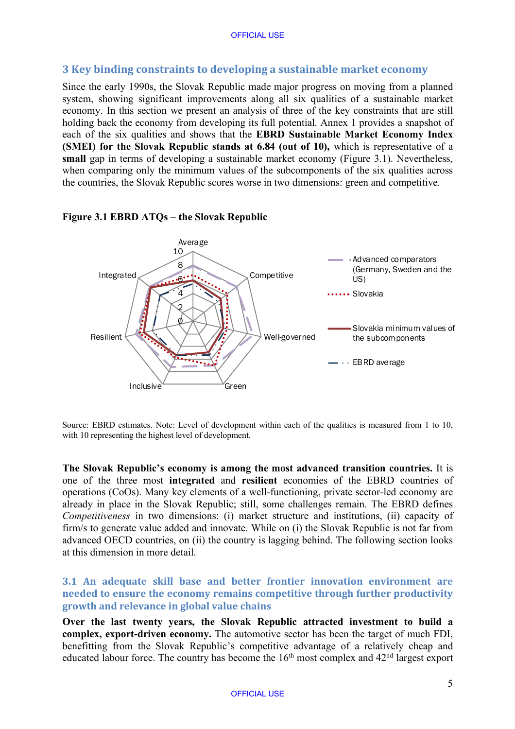## 3 Key binding constraints to developing a sustainable market economy

Since the early 1990s, the Slovak Republic made major progress on moving from a planned system, showing significant improvements along all six qualities of a sustainable market economy. In this section we present an analysis of three of the key constraints that are still holding back the economy from developing its full potential. Annex 1 provides a snapshot of each of the six qualities and shows that the **EBRD Sustainable Market Economy Index (SMEI) for the Slovak Republic stands at 6.84 (out of 10),** which is representative of a **small** gap in terms of developing a sustainable market economy (Figure 3.1). Nevertheless, when comparing only the minimum values of the subcomponents of the six qualities across the countries, the Slovak Republic scores worse in two dimensions: green and competitive.

**Figure 3.1 EBRD ATQs – the Slovak Republic**

Source: EBRD estimates. Note: Level of development within each of the qualities is measured from 1 to 10, with 10 representing the highest level of development.

**The Slovak Republic's economy is among the most advanced transition countries.** It is one of the three most **integrated** and **resilient** economies of the EBRD countries of operations (CoOs). Many key elements of a well-functioning, private sector-led economy are already in place in the Slovak Republic; still, some challenges remain. The EBRD defines *Competitiveness* in two dimensions: (i) market structure and institutions, (ii) capacity of firm/s to generate value added and innovate. While on (i) the Slovak Republic is not far from advanced OECD countries, on (ii) the country is lagging behind. The following section looks at this dimension in more detail.

### 3.1 An adequate skill base and better frontier innovation environment are needed to ensure the economy remains competitive through further productivity growth and relevance in global value chains

**Over the last twenty years, the Slovak Republic attracted investment to build a complex, export-driven economy.** The automotive sector has been the target of much FDI, benefitting from the Slovak Republic's competitive advantage of a relatively cheap and educated labour force. The country has become the 16th most complex and 42nd largest export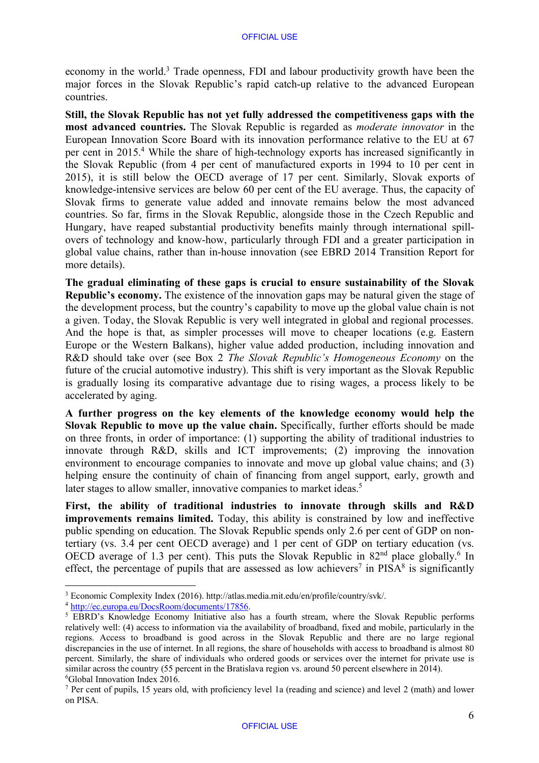economy in the world.[3] Trade openness, FDI and labour productivity growth have been the major forces in the Slovak Republic's rapid catch-up relative to the advanced European countries.

**Still, the Slovak Republic has not yet fully addressed the competitiveness gaps with the most advanced countries.** The Slovak Republic is regarded as *moderate innovator* in the European Innovation Score Board with its innovation performance relative to the EU at 67 per cent in 2015.[4] While the share of high-technology exports has increased significantly in the Slovak Republic (from 4 per cent of manufactured exports in 1994 to 10 per cent in 2015), it is still below the OECD average of 17 per cent. Similarly, Slovak exports of knowledge-intensive services are below 60 per cent of the EU average. Thus, the capacity of Slovak firms to generate value added and innovate remains below the most advanced countries. So far, firms in the Slovak Republic, alongside those in the Czech Republic and Hungary, have reaped substantial productivity benefits mainly through international spill-overs of technology and know-how, particularly through FDI and a greater participation in global value chains, rather than in-house innovation (see EBRD 2014 Transition Report for more details).

**The gradual eliminating of these gaps is crucial to ensure sustainability of the Slovak Republic's economy.** The existence of the innovation gaps may be natural given the stage of the development process, but the country's capability to move up the global value chain is not a given. Today, the Slovak Republic is very well integrated in global and regional processes. And the hope is that, as simpler processes will move to cheaper locations (e.g. Eastern Europe or the Western Balkans), higher value added production, including innovation and R&D should take over (see Box 2 *The Slovak Republic's Homogeneous Economy* on the future of the crucial automotive industry). This shift is very important as the Slovak Republic is gradually losing its comparative advantage due to rising wages, a process likely to be accelerated by aging.

**A further progress on the key elements of the knowledge economy would help the Slovak Republic to move up the value chain.** Specifically, further efforts should be made on three fronts, in order of importance: (1) supporting the ability of traditional industries to innovate through R&D, skills and ICT improvements; (2) improving the innovation environment to encourage companies to innovate and move up global value chains; and (3) helping ensure the continuity of chain of financing from angel support, early, growth and later stages to allow smaller, innovative companies to market ideas.[5]

**First, the ability of traditional industries to innovate through skills and R&D improvements remains limited.** Today, this ability is constrained by low and ineffective public spending on education. The Slovak Republic spends only 2.6 per cent of GDP on non-tertiary (vs. 3.4 per cent OECD average) and 1 per cent of GDP on tertiary education (vs. OECD average of 1.3 per cent). This puts the Slovak Republic in 82nd place globally.[6] In effect, the percentage of pupils that are assessed as low achievers[7] in PISA[8] is significantly

---

[3] Economic Complexity Index (2016). http://atlas.media.mit.edu/en/profile/country/svk/.

[4] http://ec.europa.eu/DocsRoom/documents/17856.

[5] EBRD's Knowledge Economy Initiative also has a fourth stream, where the Slovak Republic performs relatively well: (4) access to information via the availability of broadband, fixed and mobile, particularly in the regions. Access to broadband is good across in the Slovak Republic and there are no large regional discrepancies in the use of internet. In all regions, the share of households with access to broadband is almost 80 percent. Similarly, the share of individuals who ordered goods or services over the internet for private use is similar across the country (55 percent in the Bratislava region vs. around 50 percent elsewhere in 2014).

[6] Global Innovation Index 2016.

[7] Per cent of pupils, 15 years old, with proficiency level 1a (reading and science) and level 2 (math) and lower on PISA.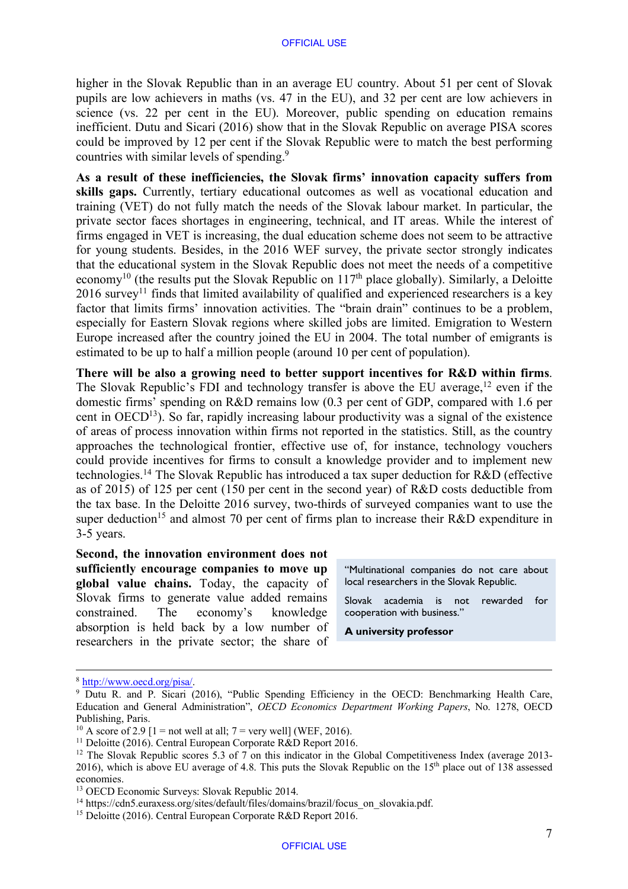higher in the Slovak Republic than in an average EU country. About 51 per cent of Slovak pupils are low achievers in maths (vs. 47 in the EU), and 32 per cent are low achievers in science (vs. 22 per cent in the EU). Moreover, public spending on education remains inefficient. Dutu and Sicari (2016) show that in the Slovak Republic on average PISA scores could be improved by 12 per cent if the Slovak Republic were to match the best performing countries with similar levels of spending.[9]

**As a result of these inefficiencies, the Slovak firms' innovation capacity suffers from skills gaps.** Currently, tertiary educational outcomes as well as vocational education and training (VET) do not fully match the needs of the Slovak labour market. In particular, the private sector faces shortages in engineering, technical, and IT areas. While the interest of firms engaged in VET is increasing, the dual education scheme does not seem to be attractive for young students. Besides, in the 2016 WEF survey, the private sector strongly indicates that the educational system in the Slovak Republic does not meet the needs of a competitive economy[10] (the results put the Slovak Republic on 117[th] place globally). Similarly, a Deloitte 2016 survey[11] finds that limited availability of qualified and experienced researchers is a key factor that limits firms' innovation activities. The "brain drain" continues to be a problem, especially for Eastern Slovak regions where skilled jobs are limited. Emigration to Western Europe increased after the country joined the EU in 2004. The total number of emigrants is estimated to be up to half a million people (around 10 per cent of population).

**There will be also a growing need to better support incentives for R&D within firms**. The Slovak Republic's FDI and technology transfer is above the EU average,[12] even if the domestic firms' spending on R&D remains low (0.3 per cent of GDP, compared with 1.6 per cent in OECD[13]). So far, rapidly increasing labour productivity was a signal of the existence of areas of process innovation within firms not reported in the statistics. Still, as the country approaches the technological frontier, effective use of, for instance, technology vouchers could provide incentives for firms to consult a knowledge provider and to implement new technologies.[14] The Slovak Republic has introduced a tax super deduction for R&D (effective as of 2015) of 125 per cent (150 per cent in the second year) of R&D costs deductible from the tax base. In the Deloitte 2016 survey, two-thirds of surveyed companies want to use the super deduction[15] and almost 70 per cent of firms plan to increase their R&D expenditure in 3-5 years.

**Second, the innovation environment does not sufficiently encourage companies to move up global value chains.** Today, the capacity of Slovak firms to generate value added remains constrained. The economy's knowledge absorption is held back by a low number of researchers in the private sector; the share of

> "Multinational companies do not care about local researchers in the Slovak Republic.
>
> Slovak academia is not rewarded for cooperation with business."
>
> **A university professor**

---

[8] http://www.oecd.org/pisa/.

[9] Dutu R. and P. Sicari (2016), "Public Spending Efficiency in the OECD: Benchmarking Health Care, Education and General Administration", *OECD Economics Department Working Papers*, No. 1278, OECD Publishing, Paris.

[10] A score of 2.9 [1 = not well at all; 7 = very well] (WEF, 2016).

[11] Deloitte (2016). Central European Corporate R&D Report 2016.

[12] The Slovak Republic scores 5.3 of 7 on this indicator in the Global Competitiveness Index (average 2013-2016), which is above EU average of 4.8. This puts the Slovak Republic on the 15[th] place out of 138 assessed economies.

[13] OECD Economic Surveys: Slovak Republic 2014.

[14] https://cdn5.euraxess.org/sites/default/files/domains/brazil/focus_on_slovakia.pdf.

[15] Deloitte (2016). Central European Corporate R&D Report 2016.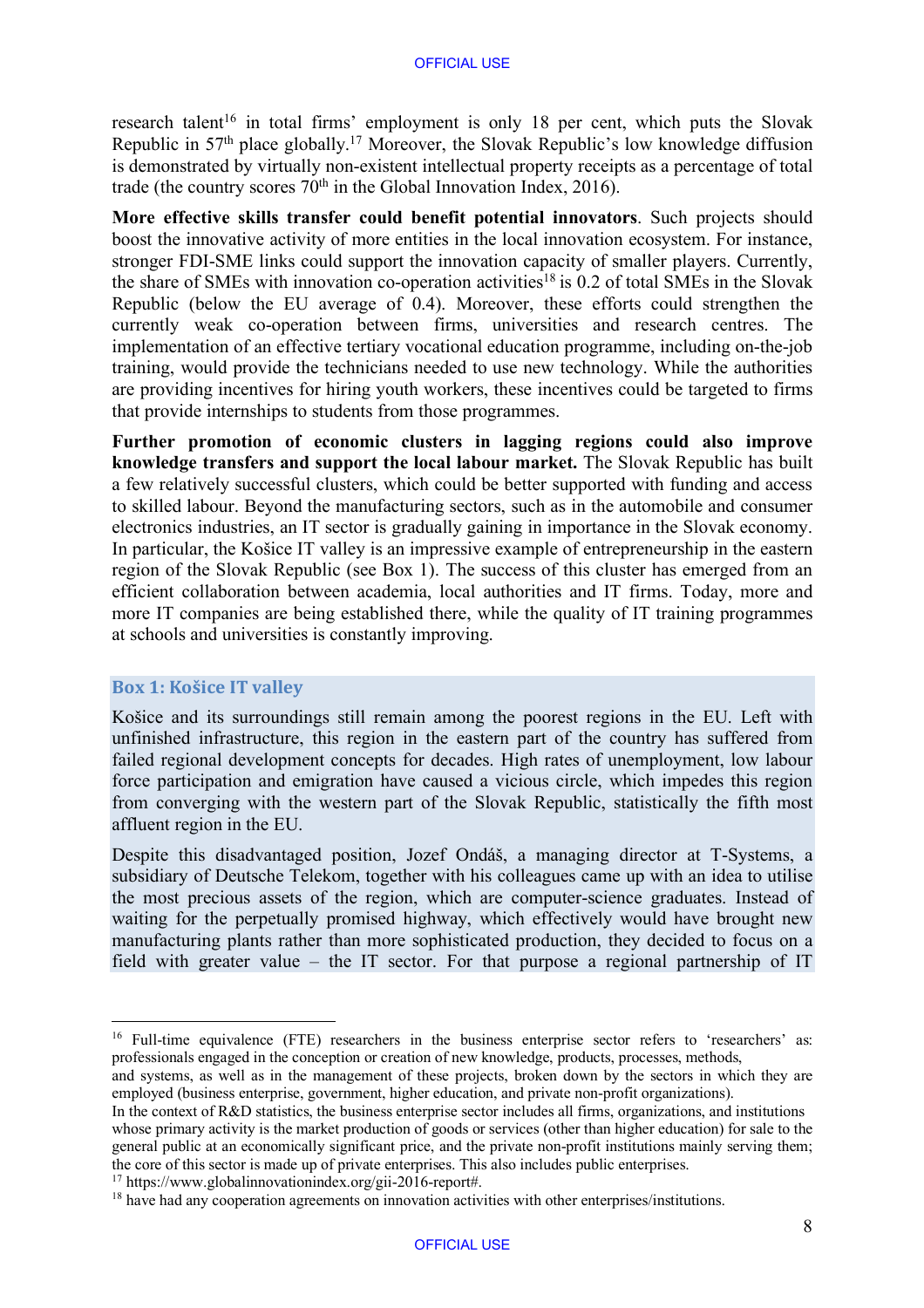research talent[16] in total firms' employment is only 18 per cent, which puts the Slovak Republic in 57th place globally.[17] Moreover, the Slovak Republic's low knowledge diffusion is demonstrated by virtually non-existent intellectual property receipts as a percentage of total trade (the country scores 70th in the Global Innovation Index, 2016).

**More effective skills transfer could benefit potential innovators**. Such projects should boost the innovative activity of more entities in the local innovation ecosystem. For instance, stronger FDI-SME links could support the innovation capacity of smaller players. Currently, the share of SMEs with innovation co-operation activities[18] is 0.2 of total SMEs in the Slovak Republic (below the EU average of 0.4). Moreover, these efforts could strengthen the currently weak co-operation between firms, universities and research centres. The implementation of an effective tertiary vocational education programme, including on-the-job training, would provide the technicians needed to use new technology. While the authorities are providing incentives for hiring youth workers, these incentives could be targeted to firms that provide internships to students from those programmes.

**Further promotion of economic clusters in lagging regions could also improve knowledge transfers and support the local labour market.** The Slovak Republic has built a few relatively successful clusters, which could be better supported with funding and access to skilled labour. Beyond the manufacturing sectors, such as in the automobile and consumer electronics industries, an IT sector is gradually gaining in importance in the Slovak economy. In particular, the Košice IT valley is an impressive example of entrepreneurship in the eastern region of the Slovak Republic (see Box 1). The success of this cluster has emerged from an efficient collaboration between academia, local authorities and IT firms. Today, more and more IT companies are being established there, while the quality of IT training programmes at schools and universities is constantly improving.

### Box 1: Košice IT valley

Košice and its surroundings still remain among the poorest regions in the EU. Left with unfinished infrastructure, this region in the eastern part of the country has suffered from failed regional development concepts for decades. High rates of unemployment, low labour force participation and emigration have caused a vicious circle, which impedes this region from converging with the western part of the Slovak Republic, statistically the fifth most affluent region in the EU.

Despite this disadvantaged position, Jozef Ondáš, a managing director at T-Systems, a subsidiary of Deutsche Telekom, together with his colleagues came up with an idea to utilise the most precious assets of the region, which are computer-science graduates. Instead of waiting for the perpetually promised highway, which effectively would have brought new manufacturing plants rather than more sophisticated production, they decided to focus on a field with greater value – the IT sector. For that purpose a regional partnership of IT

---

[16] Full-time equivalence (FTE) researchers in the business enterprise sector refers to 'researchers' as: professionals engaged in the conception or creation of new knowledge, products, processes, methods, and systems, as well as in the management of these projects, broken down by the sectors in which they are employed (business enterprise, government, higher education, and private non-profit organizations).
In the context of R&D statistics, the business enterprise sector includes all firms, organizations, and institutions whose primary activity is the market production of goods or services (other than higher education) for sale to the general public at an economically significant price, and the private non-profit institutions mainly serving them; the core of this sector is made up of private enterprises. This also includes public enterprises.

[17] https://www.globalinnovationindex.org/gii-2016-report#.

[18] have had any cooperation agreements on innovation activities with other enterprises/institutions.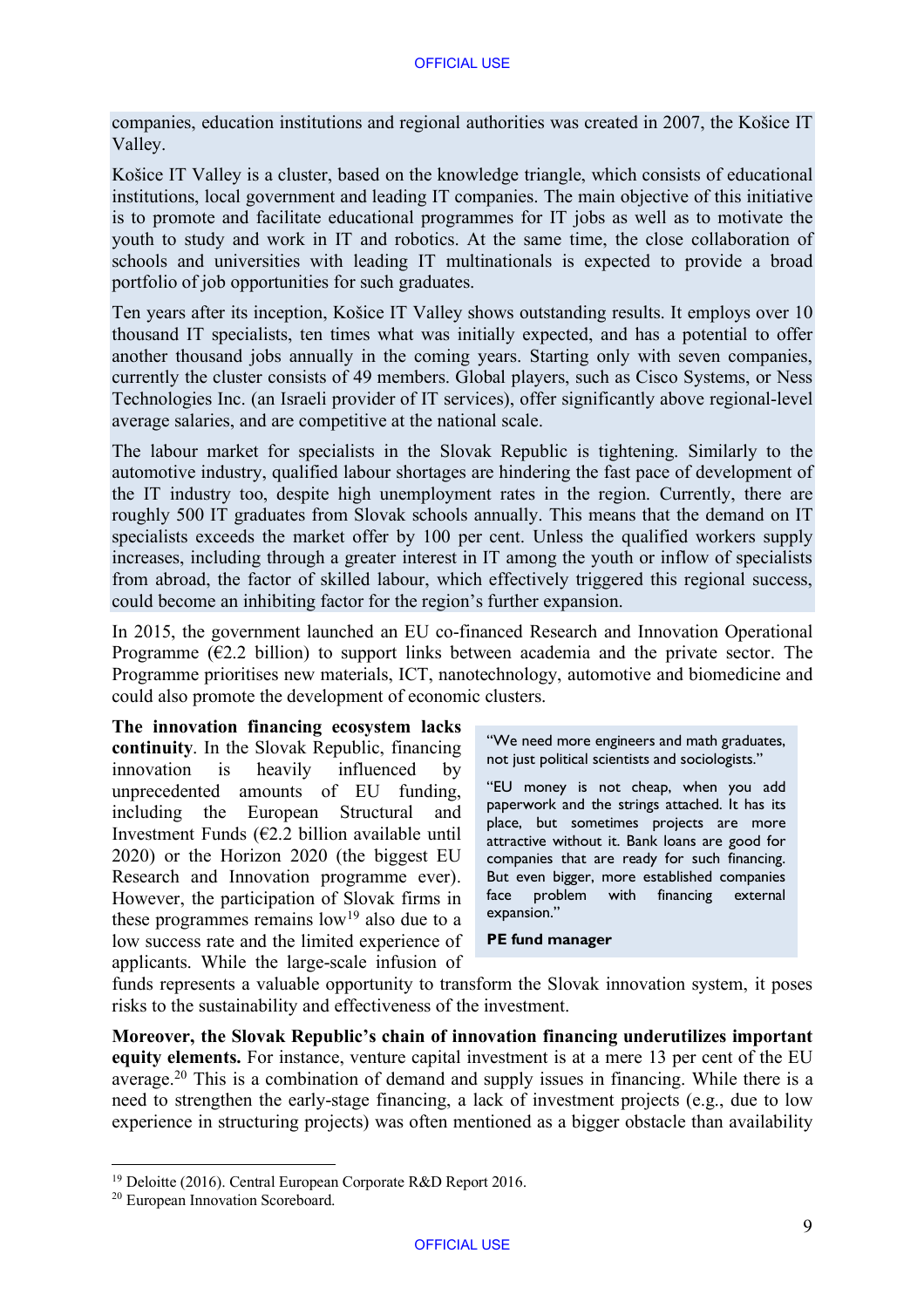companies, education institutions and regional authorities was created in 2007, the Košice IT Valley.

Košice IT Valley is a cluster, based on the knowledge triangle, which consists of educational institutions, local government and leading IT companies. The main objective of this initiative is to promote and facilitate educational programmes for IT jobs as well as to motivate the youth to study and work in IT and robotics. At the same time, the close collaboration of schools and universities with leading IT multinationals is expected to provide a broad portfolio of job opportunities for such graduates.

Ten years after its inception, Košice IT Valley shows outstanding results. It employs over 10 thousand IT specialists, ten times what was initially expected, and has a potential to offer another thousand jobs annually in the coming years. Starting only with seven companies, currently the cluster consists of 49 members. Global players, such as Cisco Systems, or Ness Technologies Inc. (an Israeli provider of IT services), offer significantly above regional-level average salaries, and are competitive at the national scale.

The labour market for specialists in the Slovak Republic is tightening. Similarly to the automotive industry, qualified labour shortages are hindering the fast pace of development of the IT industry too, despite high unemployment rates in the region. Currently, there are roughly 500 IT graduates from Slovak schools annually. This means that the demand on IT specialists exceeds the market offer by 100 per cent. Unless the qualified workers supply increases, including through a greater interest in IT among the youth or inflow of specialists from abroad, the factor of skilled labour, which effectively triggered this regional success, could become an inhibiting factor for the region's further expansion.

In 2015, the government launched an EU co-financed Research and Innovation Operational Programme (€2.2 billion) to support links between academia and the private sector. The Programme prioritises new materials, ICT, nanotechnology, automotive and biomedicine and could also promote the development of economic clusters.

**The innovation financing ecosystem lacks continuity**. In the Slovak Republic, financing innovation is heavily influenced by unprecedented amounts of EU funding, including the European Structural and Investment Funds (€2.2 billion available until 2020) or the Horizon 2020 (the biggest EU Research and Innovation programme ever). However, the participation of Slovak firms in these programmes remains low[19] also due to a low success rate and the limited experience of applicants. While the large-scale infusion of funds represents a valuable opportunity to transform the Slovak innovation system, it poses risks to the sustainability and effectiveness of the investment.

> "We need more engineers and math graduates, not just political scientists and sociologists."
>
> "EU money is not cheap, when you add paperwork and the strings attached. It has its place, but sometimes projects are more attractive without it. Bank loans are good for companies that are ready for such financing. But even bigger, more established companies face problem with financing external expansion."
>
> **PE fund manager**

**Moreover, the Slovak Republic's chain of innovation financing underutilizes important equity elements.** For instance, venture capital investment is at a mere 13 per cent of the EU average.[20] This is a combination of demand and supply issues in financing. While there is a need to strengthen the early-stage financing, a lack of investment projects (e.g., due to low experience in structuring projects) was often mentioned as a bigger obstacle than availability

---

[19] Deloitte (2016). Central European Corporate R&D Report 2016.

[20] European Innovation Scoreboard.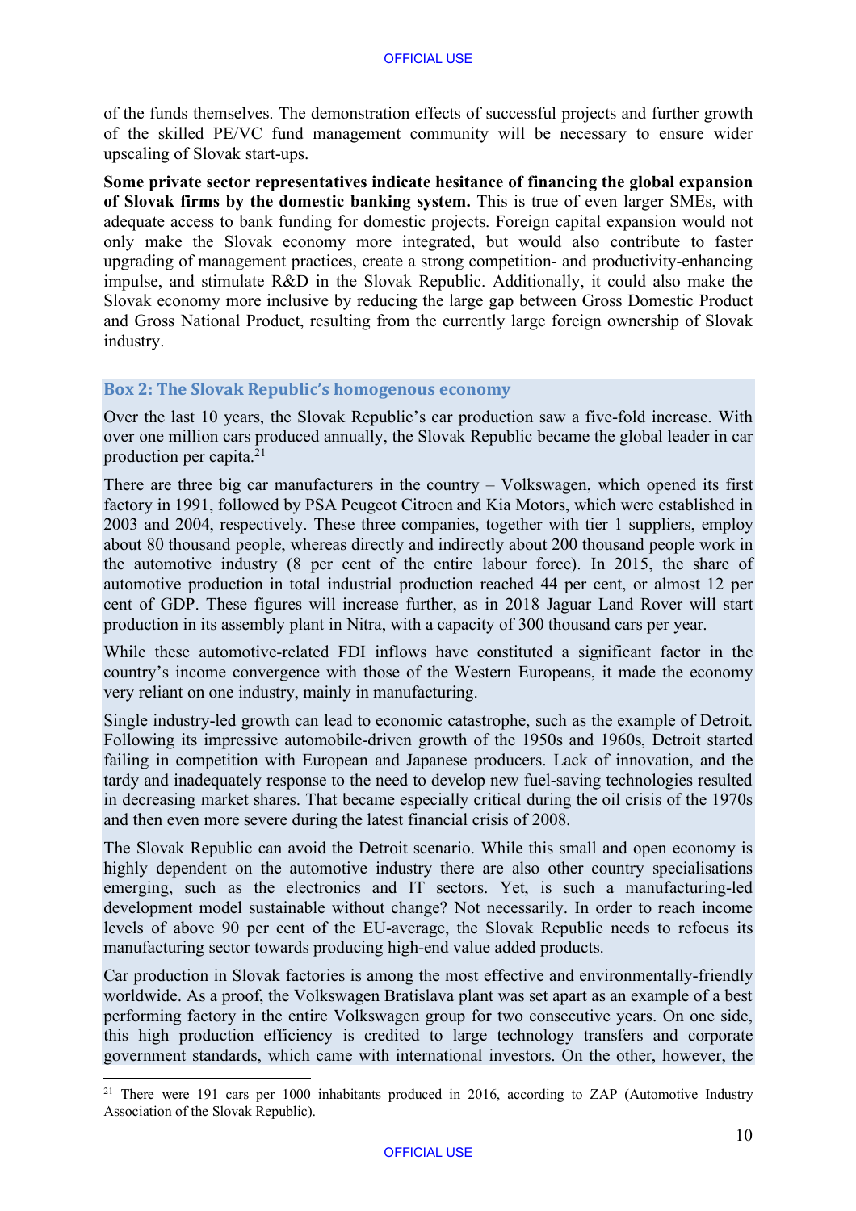of the funds themselves. The demonstration effects of successful projects and further growth of the skilled PE/VC fund management community will be necessary to ensure wider upscaling of Slovak start-ups.

**Some private sector representatives indicate hesitance of financing the global expansion of Slovak firms by the domestic banking system.** This is true of even larger SMEs, with adequate access to bank funding for domestic projects. Foreign capital expansion would not only make the Slovak economy more integrated, but would also contribute to faster upgrading of management practices, create a strong competition- and productivity-enhancing impulse, and stimulate R&D in the Slovak Republic. Additionally, it could also make the Slovak economy more inclusive by reducing the large gap between Gross Domestic Product and Gross National Product, resulting from the currently large foreign ownership of Slovak industry.

### Box 2: The Slovak Republic's homogenous economy

Over the last 10 years, the Slovak Republic's car production saw a five-fold increase. With over one million cars produced annually, the Slovak Republic became the global leader in car production per capita.[21]

There are three big car manufacturers in the country – Volkswagen, which opened its first factory in 1991, followed by PSA Peugeot Citroen and Kia Motors, which were established in 2003 and 2004, respectively. These three companies, together with tier 1 suppliers, employ about 80 thousand people, whereas directly and indirectly about 200 thousand people work in the automotive industry (8 per cent of the entire labour force). In 2015, the share of automotive production in total industrial production reached 44 per cent, or almost 12 per cent of GDP. These figures will increase further, as in 2018 Jaguar Land Rover will start production in its assembly plant in Nitra, with a capacity of 300 thousand cars per year.

While these automotive-related FDI inflows have constituted a significant factor in the country's income convergence with those of the Western Europeans, it made the economy very reliant on one industry, mainly in manufacturing.

Single industry-led growth can lead to economic catastrophe, such as the example of Detroit. Following its impressive automobile-driven growth of the 1950s and 1960s, Detroit started failing in competition with European and Japanese producers. Lack of innovation, and the tardy and inadequately response to the need to develop new fuel-saving technologies resulted in decreasing market shares. That became especially critical during the oil crisis of the 1970s and then even more severe during the latest financial crisis of 2008.

The Slovak Republic can avoid the Detroit scenario. While this small and open economy is highly dependent on the automotive industry there are also other country specialisations emerging, such as the electronics and IT sectors. Yet, is such a manufacturing-led development model sustainable without change? Not necessarily. In order to reach income levels of above 90 per cent of the EU-average, the Slovak Republic needs to refocus its manufacturing sector towards producing high-end value added products.

Car production in Slovak factories is among the most effective and environmentally-friendly worldwide. As a proof, the Volkswagen Bratislava plant was set apart as an example of a best performing factory in the entire Volkswagen group for two consecutive years. On one side, this high production efficiency is credited to large technology transfers and corporate government standards, which came with international investors. On the other, however, the

---

[21] There were 191 cars per 1000 inhabitants produced in 2016, according to ZAP (Automotive Industry Association of the Slovak Republic).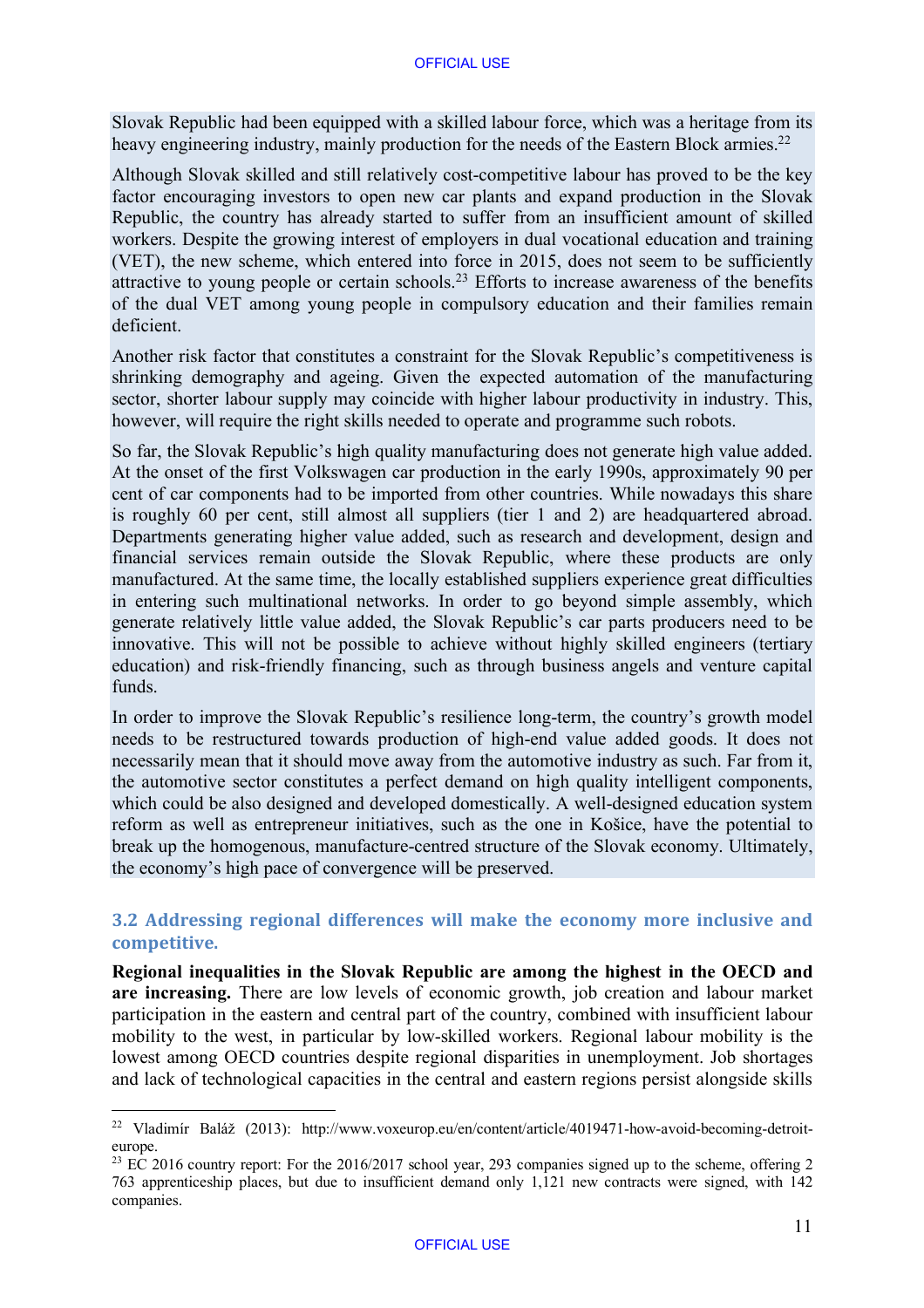Slovak Republic had been equipped with a skilled labour force, which was a heritage from its heavy engineering industry, mainly production for the needs of the Eastern Block armies.[22]

Although Slovak skilled and still relatively cost-competitive labour has proved to be the key factor encouraging investors to open new car plants and expand production in the Slovak Republic, the country has already started to suffer from an insufficient amount of skilled workers. Despite the growing interest of employers in dual vocational education and training (VET), the new scheme, which entered into force in 2015, does not seem to be sufficiently attractive to young people or certain schools.[23] Efforts to increase awareness of the benefits of the dual VET among young people in compulsory education and their families remain deficient.

Another risk factor that constitutes a constraint for the Slovak Republic's competitiveness is shrinking demography and ageing. Given the expected automation of the manufacturing sector, shorter labour supply may coincide with higher labour productivity in industry. This, however, will require the right skills needed to operate and programme such robots.

So far, the Slovak Republic's high quality manufacturing does not generate high value added. At the onset of the first Volkswagen car production in the early 1990s, approximately 90 per cent of car components had to be imported from other countries. While nowadays this share is roughly 60 per cent, still almost all suppliers (tier 1 and 2) are headquartered abroad. Departments generating higher value added, such as research and development, design and financial services remain outside the Slovak Republic, where these products are only manufactured. At the same time, the locally established suppliers experience great difficulties in entering such multinational networks. In order to go beyond simple assembly, which generate relatively little value added, the Slovak Republic's car parts producers need to be innovative. This will not be possible to achieve without highly skilled engineers (tertiary education) and risk-friendly financing, such as through business angels and venture capital funds.

In order to improve the Slovak Republic's resilience long-term, the country's growth model needs to be restructured towards production of high-end value added goods. It does not necessarily mean that it should move away from the automotive industry as such. Far from it, the automotive sector constitutes a perfect demand on high quality intelligent components, which could be also designed and developed domestically. A well-designed education system reform as well as entrepreneur initiatives, such as the one in Košice, have the potential to break up the homogenous, manufacture-centred structure of the Slovak economy. Ultimately, the economy's high pace of convergence will be preserved.

### 3.2 Addressing regional differences will make the economy more inclusive and competitive.

**Regional inequalities in the Slovak Republic are among the highest in the OECD and are increasing.** There are low levels of economic growth, job creation and labour market participation in the eastern and central part of the country, combined with insufficient labour mobility to the west, in particular by low-skilled workers. Regional labour mobility is the lowest among OECD countries despite regional disparities in unemployment. Job shortages and lack of technological capacities in the central and eastern regions persist alongside skills

---

[22] Vladimír Baláž (2013): http://www.voxeurop.eu/en/content/article/4019471-how-avoid-becoming-detroit-europe.

[23] EC 2016 country report: For the 2016/2017 school year, 293 companies signed up to the scheme, offering 2 763 apprenticeship places, but due to insufficient demand only 1,121 new contracts were signed, with 142 companies.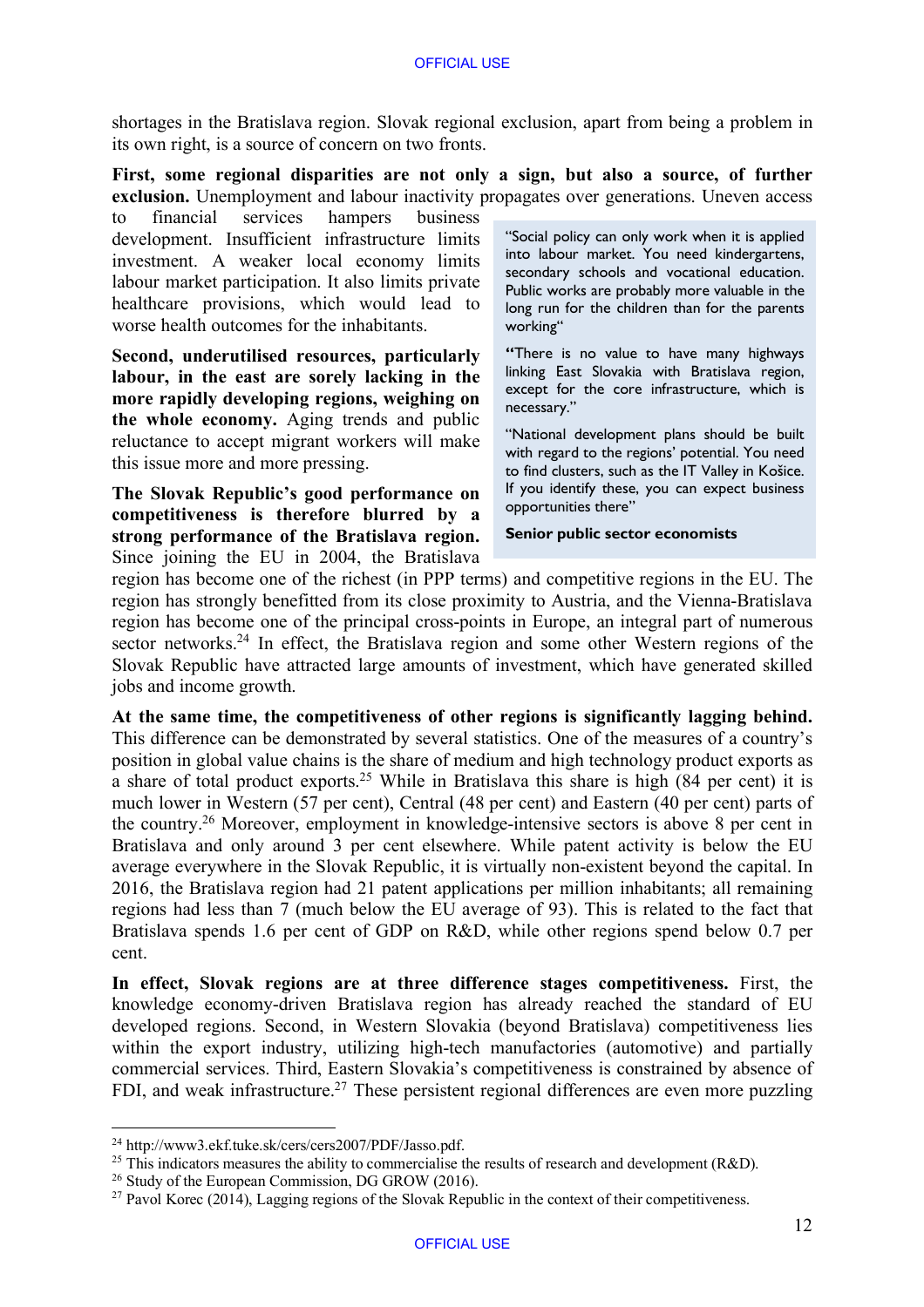shortages in the Bratislava region. Slovak regional exclusion, apart from being a problem in its own right, is a source of concern on two fronts.

**First, some regional disparities are not only a sign, but also a source, of further exclusion.** Unemployment and labour inactivity propagates over generations. Uneven access to financial services hampers business development. Insufficient infrastructure limits investment. A weaker local economy limits labour market participation. It also limits private healthcare provisions, which would lead to worse health outcomes for the inhabitants.

> "Social policy can only work when it is applied into labour market. You need kindergartens, secondary schools and vocational education. Public works are probably more valuable in the long run for the children than for the parents working"
>
> **"**There is no value to have many highways linking East Slovakia with Bratislava region, except for the core infrastructure, which is necessary."
>
> "National development plans should be built with regard to the regions' potential. You need to find clusters, such as the IT Valley in Košice. If you identify these, you can expect business opportunities there"
>
> **Senior public sector economists**

**Second, underutilised resources, particularly labour, in the east are sorely lacking in the more rapidly developing regions, weighing on the whole economy.** Aging trends and public reluctance to accept migrant workers will make this issue more and more pressing.

**The Slovak Republic's good performance on competitiveness is therefore blurred by a strong performance of the Bratislava region.** Since joining the EU in 2004, the Bratislava region has become one of the richest (in PPP terms) and competitive regions in the EU. The region has strongly benefitted from its close proximity to Austria, and the Vienna-Bratislava region has become one of the principal cross-points in Europe, an integral part of numerous sector networks.[24] In effect, the Bratislava region and some other Western regions of the Slovak Republic have attracted large amounts of investment, which have generated skilled jobs and income growth.

**At the same time, the competitiveness of other regions is significantly lagging behind.** This difference can be demonstrated by several statistics. One of the measures of a country's position in global value chains is the share of medium and high technology product exports as a share of total product exports.[25] While in Bratislava this share is high (84 per cent) it is much lower in Western (57 per cent), Central (48 per cent) and Eastern (40 per cent) parts of the country.[26] Moreover, employment in knowledge-intensive sectors is above 8 per cent in Bratislava and only around 3 per cent elsewhere. While patent activity is below the EU average everywhere in the Slovak Republic, it is virtually non-existent beyond the capital. In 2016, the Bratislava region had 21 patent applications per million inhabitants; all remaining regions had less than 7 (much below the EU average of 93). This is related to the fact that Bratislava spends 1.6 per cent of GDP on R&D, while other regions spend below 0.7 per cent.

**In effect, Slovak regions are at three difference stages competitiveness.** First, the knowledge economy-driven Bratislava region has already reached the standard of EU developed regions. Second, in Western Slovakia (beyond Bratislava) competitiveness lies within the export industry, utilizing high-tech manufactories (automotive) and partially commercial services. Third, Eastern Slovakia's competitiveness is constrained by absence of FDI, and weak infrastructure.[27] These persistent regional differences are even more puzzling

---

[24] http://www3.ekf.tuke.sk/cers/cers2007/PDF/Jasso.pdf.

[25] This indicators measures the ability to commercialise the results of research and development (R&D).

[26] Study of the European Commission, DG GROW (2016).

[27] Pavol Korec (2014), Lagging regions of the Slovak Republic in the context of their competitiveness.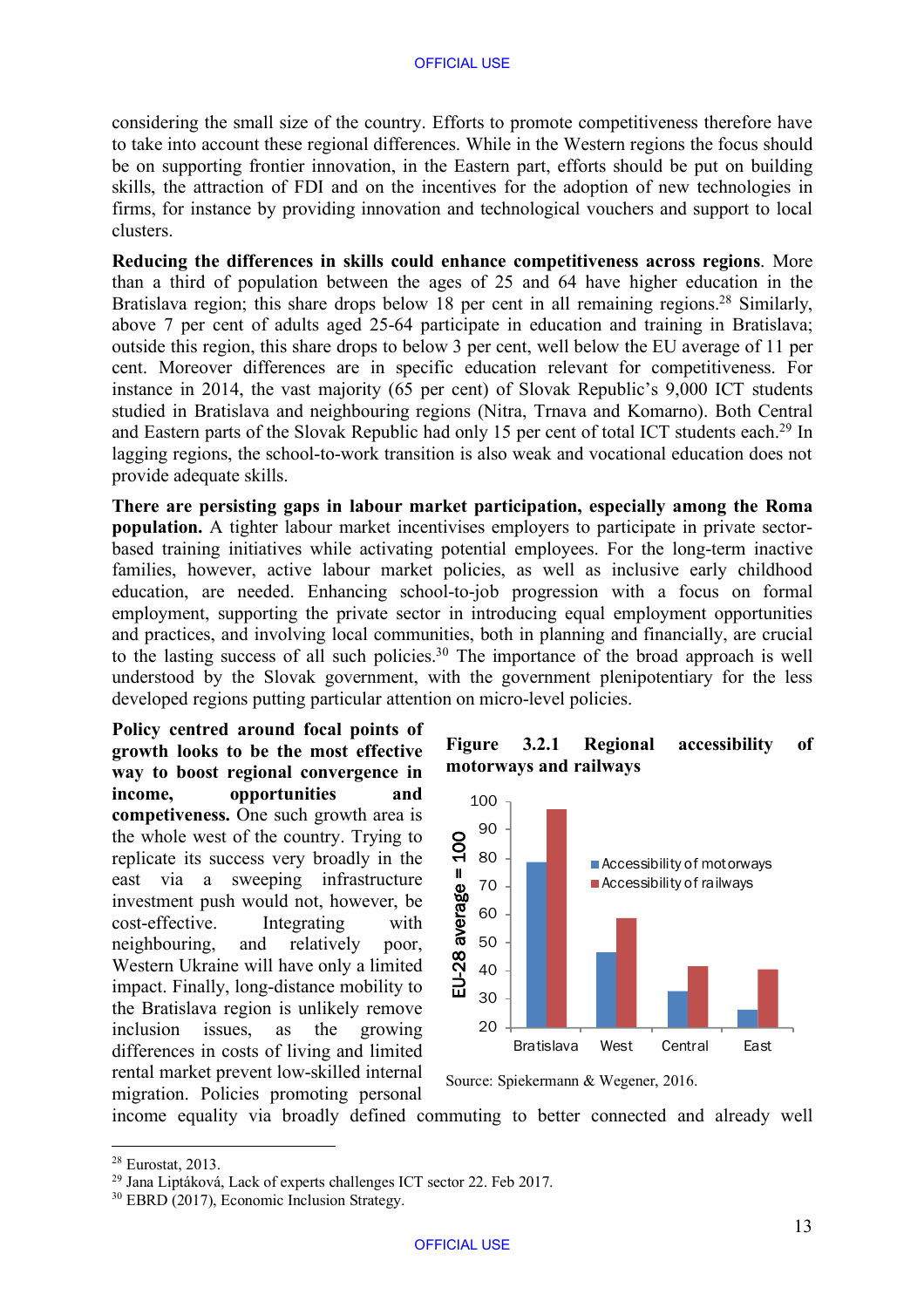considering the small size of the country. Efforts to promote competitiveness therefore have to take into account these regional differences. While in the Western regions the focus should be on supporting frontier innovation, in the Eastern part, efforts should be put on building skills, the attraction of FDI and on the incentives for the adoption of new technologies in firms, for instance by providing innovation and technological vouchers and support to local clusters.

**Reducing the differences in skills could enhance competitiveness across regions**. More than a third of population between the ages of 25 and 64 have higher education in the Bratislava region; this share drops below 18 per cent in all remaining regions.[28] Similarly, above 7 per cent of adults aged 25-64 participate in education and training in Bratislava; outside this region, this share drops to below 3 per cent, well below the EU average of 11 per cent. Moreover differences are in specific education relevant for competitiveness. For instance in 2014, the vast majority (65 per cent) of Slovak Republic's 9,000 ICT students studied in Bratislava and neighbouring regions (Nitra, Trnava and Komarno). Both Central and Eastern parts of the Slovak Republic had only 15 per cent of total ICT students each.[29] In lagging regions, the school-to-work transition is also weak and vocational education does not provide adequate skills.

**There are persisting gaps in labour market participation, especially among the Roma population.** A tighter labour market incentivises employers to participate in private sector-based training initiatives while activating potential employees. For the long-term inactive families, however, active labour market policies, as well as inclusive early childhood education, are needed. Enhancing school-to-job progression with a focus on formal employment, supporting the private sector in introducing equal employment opportunities and practices, and involving local communities, both in planning and financially, are crucial to the lasting success of all such policies.[30] The importance of the broad approach is well understood by the Slovak government, with the government plenipotentiary for the less developed regions putting particular attention on micro-level policies.

**Policy centred around focal points of growth looks to be the most effective way to boost regional convergence in income, opportunities and competiveness.** One such growth area is the whole west of the country. Trying to replicate its success very broadly in the east via a sweeping infrastructure investment push would not, however, be cost-effective. Integrating with neighbouring, and relatively poor, Western Ukraine will have only a limited impact. Finally, long-distance mobility to the Bratislava region is unlikely remove inclusion issues, as the growing differences in costs of living and limited rental market prevent low-skilled internal migration. Policies promoting personal income equality via broadly defined commuting to better connected and already well

**Figure 3.2.1 Regional accessibility of motorways and railways**

| Region | Accessibility of motorways (EU-28 average = 100) | Accessibility of railways (EU-28 average = 100) |
|---|---|---|
| Bratislava | 78 | 97 |
| West | 46 | 58 |
| Central | 33 | 41 |
| East | 26 | 40 |

Source: Spiekermann & Wegener, 2016.

---

[28] Eurostat, 2013.

[29] Jana Liptáková, Lack of experts challenges ICT sector 22. Feb 2017.

[30] EBRD (2017), Economic Inclusion Strategy.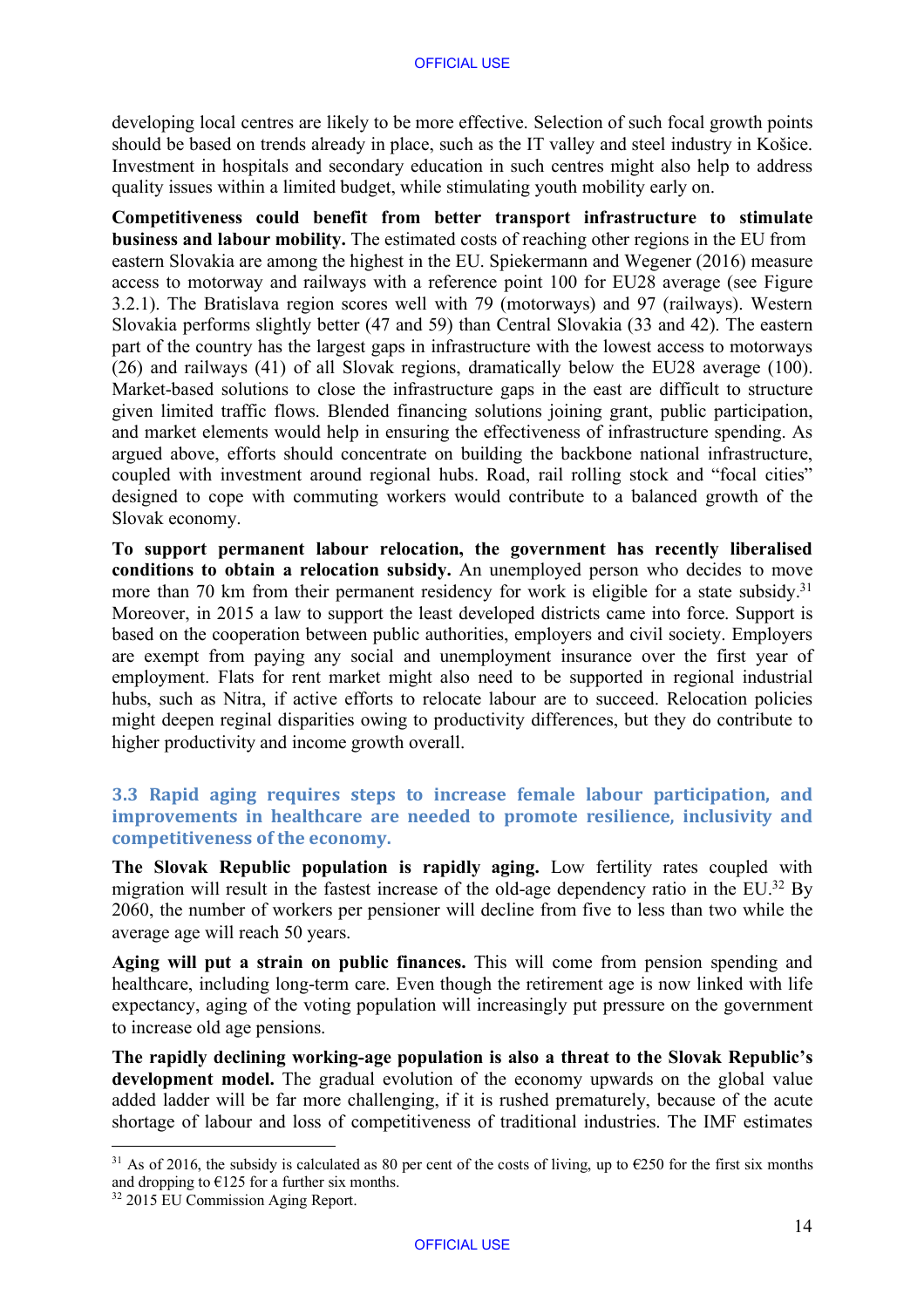developing local centres are likely to be more effective. Selection of such focal growth points should be based on trends already in place, such as the IT valley and steel industry in Košice. Investment in hospitals and secondary education in such centres might also help to address quality issues within a limited budget, while stimulating youth mobility early on.

**Competitiveness could benefit from better transport infrastructure to stimulate business and labour mobility.** The estimated costs of reaching other regions in the EU from eastern Slovakia are among the highest in the EU. Spiekermann and Wegener (2016) measure access to motorway and railways with a reference point 100 for EU28 average (see Figure 3.2.1). The Bratislava region scores well with 79 (motorways) and 97 (railways). Western Slovakia performs slightly better (47 and 59) than Central Slovakia (33 and 42). The eastern part of the country has the largest gaps in infrastructure with the lowest access to motorways (26) and railways (41) of all Slovak regions, dramatically below the EU28 average (100). Market-based solutions to close the infrastructure gaps in the east are difficult to structure given limited traffic flows. Blended financing solutions joining grant, public participation, and market elements would help in ensuring the effectiveness of infrastructure spending. As argued above, efforts should concentrate on building the backbone national infrastructure, coupled with investment around regional hubs. Road, rail rolling stock and "focal cities" designed to cope with commuting workers would contribute to a balanced growth of the Slovak economy.

**To support permanent labour relocation, the government has recently liberalised conditions to obtain a relocation subsidy.** An unemployed person who decides to move more than 70 km from their permanent residency for work is eligible for a state subsidy.[31] Moreover, in 2015 a law to support the least developed districts came into force. Support is based on the cooperation between public authorities, employers and civil society. Employers are exempt from paying any social and unemployment insurance over the first year of employment. Flats for rent market might also need to be supported in regional industrial hubs, such as Nitra, if active efforts to relocate labour are to succeed. Relocation policies might deepen reginal disparities owing to productivity differences, but they do contribute to higher productivity and income growth overall.

## 3.3 Rapid aging requires steps to increase female labour participation, and improvements in healthcare are needed to promote resilience, inclusivity and competitiveness of the economy.

**The Slovak Republic population is rapidly aging.** Low fertility rates coupled with migration will result in the fastest increase of the old-age dependency ratio in the EU.[32] By 2060, the number of workers per pensioner will decline from five to less than two while the average age will reach 50 years.

**Aging will put a strain on public finances.** This will come from pension spending and healthcare, including long-term care. Even though the retirement age is now linked with life expectancy, aging of the voting population will increasingly put pressure on the government to increase old age pensions.

**The rapidly declining working-age population is also a threat to the Slovak Republic's development model.** The gradual evolution of the economy upwards on the global value added ladder will be far more challenging, if it is rushed prematurely, because of the acute shortage of labour and loss of competitiveness of traditional industries. The IMF estimates

---

[31] As of 2016, the subsidy is calculated as 80 per cent of the costs of living, up to €250 for the first six months and dropping to €125 for a further six months.

[32] 2015 EU Commission Aging Report.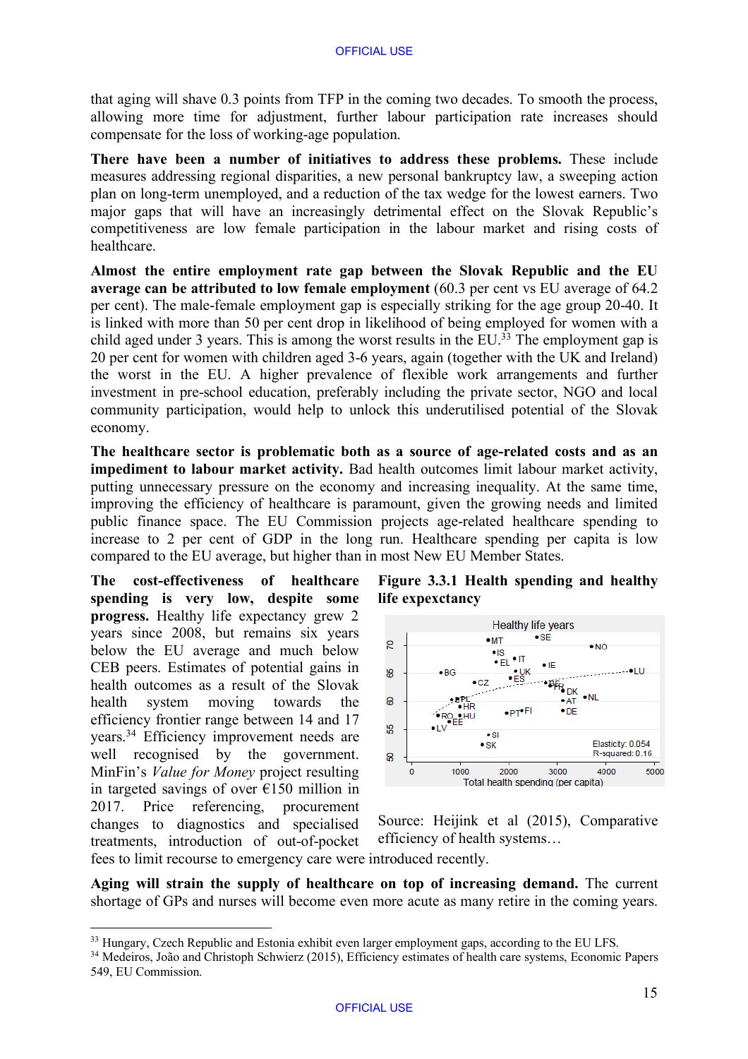that aging will shave 0.3 points from TFP in the coming two decades. To smooth the process, allowing more time for adjustment, further labour participation rate increases should compensate for the loss of working-age population.

**There have been a number of initiatives to address these problems.** These include measures addressing regional disparities, a new personal bankruptcy law, a sweeping action plan on long-term unemployed, and a reduction of the tax wedge for the lowest earners. Two major gaps that will have an increasingly detrimental effect on the Slovak Republic's competitiveness are low female participation in the labour market and rising costs of healthcare.

**Almost the entire employment rate gap between the Slovak Republic and the EU average can be attributed to low female employment** (60.3 per cent vs EU average of 64.2 per cent). The male-female employment gap is especially striking for the age group 20-40. It is linked with more than 50 per cent drop in likelihood of being employed for women with a child aged under 3 years. This is among the worst results in the EU.[33] The employment gap is 20 per cent for women with children aged 3-6 years, again (together with the UK and Ireland) the worst in the EU. A higher prevalence of flexible work arrangements and further investment in pre-school education, preferably including the private sector, NGO and local community participation, would help to unlock this underutilised potential of the Slovak economy.

**The healthcare sector is problematic both as a source of age-related costs and as an impediment to labour market activity.** Bad health outcomes limit labour market activity, putting unnecessary pressure on the economy and increasing inequality. At the same time, improving the efficiency of healthcare is paramount, given the growing needs and limited public finance space. The EU Commission projects age-related healthcare spending to increase to 2 per cent of GDP in the long run. Healthcare spending per capita is low compared to the EU average, but higher than in most New EU Member States.

**The cost-effectiveness of healthcare spending is very low, despite some progress.** Healthy life expectancy grew 2 years since 2008, but remains six years below the EU average and much below CEB peers. Estimates of potential gains in health outcomes as a result of the Slovak health system moving towards the efficiency frontier range between 14 and 17 years.[34] Efficiency improvement needs are well recognised by the government. MinFin's *Value for Money* project resulting in targeted savings of over €150 million in 2017. Price referencing, procurement changes to diagnostics and specialised treatments, introduction of out-of-pocket fees to limit recourse to emergency care were introduced recently.

**Figure 3.3.1 Health spending and healthy life expectancy**

Source: Heijink et al (2015), Comparative efficiency of health systems…

**Aging will strain the supply of healthcare on top of increasing demand.** The current shortage of GPs and nurses will become even more acute as many retire in the coming years.

[33] Hungary, Czech Republic and Estonia exhibit even larger employment gaps, according to the EU LFS.

[34] Medeiros, João and Christoph Schwierz (2015), Efficiency estimates of health care systems, Economic Papers 549, EU Commission.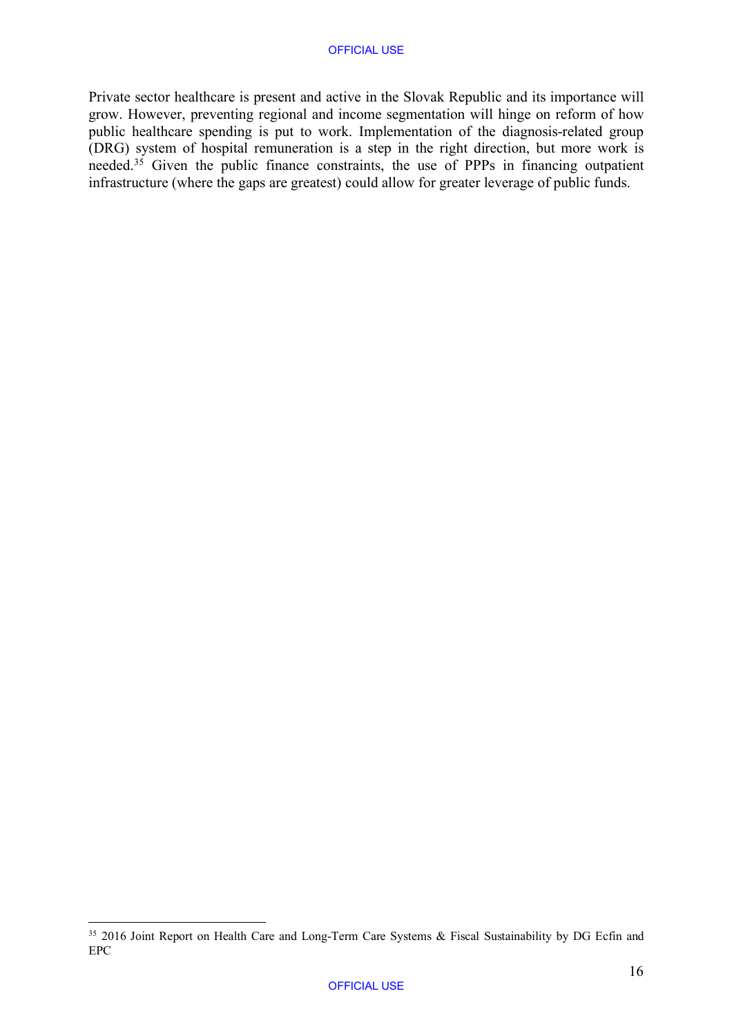Private sector healthcare is present and active in the Slovak Republic and its importance will grow. However, preventing regional and income segmentation will hinge on reform of how public healthcare spending is put to work. Implementation of the diagnosis-related group (DRG) system of hospital remuneration is a step in the right direction, but more work is needed.[35] Given the public finance constraints, the use of PPPs in financing outpatient infrastructure (where the gaps are greatest) could allow for greater leverage of public funds.

[35] 2016 Joint Report on Health Care and Long-Term Care Systems & Fiscal Sustainability by DG Ecfin and EPC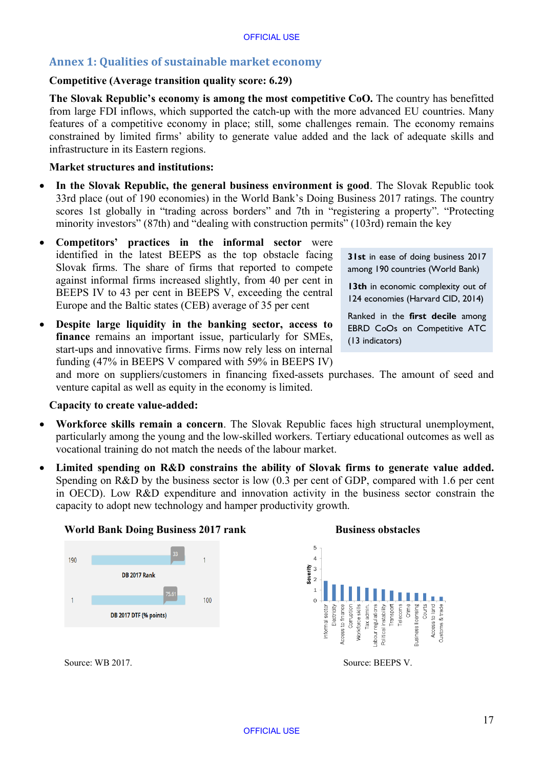## Annex 1: Qualities of sustainable market economy

**Competitive (Average transition quality score: 6.29)**

**The Slovak Republic's economy is among the most competitive CoO.** The country has benefitted from large FDI inflows, which supported the catch-up with the more advanced EU countries. Many features of a competitive economy in place; still, some challenges remain. The economy remains constrained by limited firms' ability to generate value added and the lack of adequate skills and infrastructure in its Eastern regions.

**Market structures and institutions:**

- **In the Slovak Republic, the general business environment is good**. The Slovak Republic took 33rd place (out of 190 economies) in the World Bank's Doing Business 2017 ratings. The country scores 1st globally in "trading across borders" and 7th in "registering a property". "Protecting minority investors" (87th) and "dealing with construction permits" (103rd) remain the key
- **Competitors' practices in the informal sector** were identified in the latest BEEPS as the top obstacle facing Slovak firms. The share of firms that reported to compete against informal firms increased slightly, from 40 per cent in BEEPS IV to 43 per cent in BEEPS V, exceeding the central Europe and the Baltic states (CEB) average of 35 per cent
- **Despite large liquidity in the banking sector, access to finance** remains an important issue, particularly for SMEs, start-ups and innovative firms. Firms now rely less on internal funding (47% in BEEPS V compared with 59% in BEEPS IV) and more on suppliers/customers in financing fixed-assets purchases. The amount of seed and venture capital as well as equity in the economy is limited.

> **31st** in ease of doing business 2017 among 190 countries (World Bank)
>
> **13th** in economic complexity out of 124 economies (Harvard CID, 2014)
>
> Ranked in the **first decile** among EBRD CoOs on Competitive ATC (13 indicators)

**Capacity to create value-added:**

- **Workforce skills remain a concern**. The Slovak Republic faces high structural unemployment, particularly among the young and the low-skilled workers. Tertiary educational outcomes as well as vocational training do not match the needs of the labour market.
- **Limited spending on R&D constrains the ability of Slovak firms to generate value added.** Spending on R&D by the business sector is low (0.3 per cent of GDP, compared with 1.6 per cent in OECD). Low R&D expenditure and innovation activity in the business sector constrain the capacity to adopt new technology and hamper productivity growth.

**World Bank Doing Business 2017 rank**

| Indicator | Scale start | Value | Scale end |
|---|---|---|---|
| DB 2017 Rank | 190 | 33 | 1 |
| DB 2017 DTF (% points) | 1 | 75.61 | 100 |

Source: WB 2017.

**Business obstacles**

Severity (0–5): Informal sector, Electricity, Access to finance, Corruption, Workforce skills, Tax admin., Labour regulations, Political instability, Transport, Telecoms, Crime, Business licensing, Courts, Access to land, Customs & trade

Source: BEEPS V.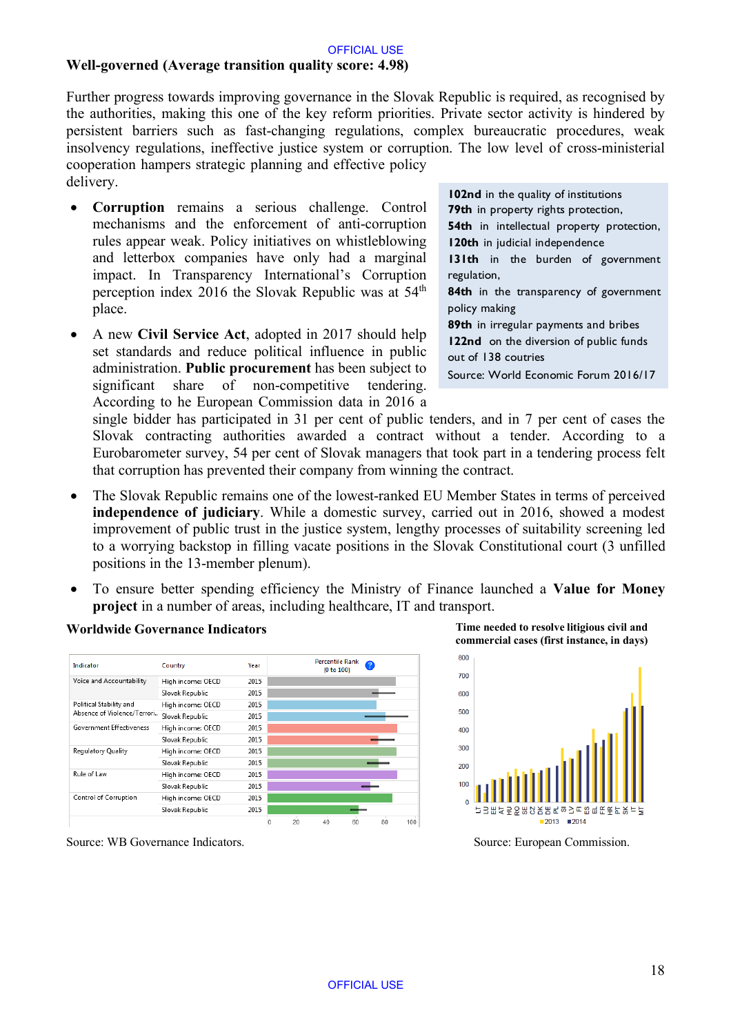## Well-governed (Average transition quality score: 4.98)

Further progress towards improving governance in the Slovak Republic is required, as recognised by the authorities, making this one of the key reform priorities. Private sector activity is hindered by persistent barriers such as fast-changing regulations, complex bureaucratic procedures, weak insolvency regulations, ineffective justice system or corruption. The low level of cross-ministerial cooperation hampers strategic planning and effective policy delivery.

> **102nd** in the quality of institutions
> **79th** in property rights protection,
> **54th** in intellectual property protection,
> **120th** in judicial independence
> **131th** in the burden of government regulation,
> **84th** in the transparency of government policy making
> **89th** in irregular payments and bribes
> **122nd** on the diversion of public funds
> out of 138 coutries
> Source: World Economic Forum 2016/17

- **Corruption** remains a serious challenge. Control mechanisms and the enforcement of anti-corruption rules appear weak. Policy initiatives on whistleblowing and letterbox companies have only had a marginal impact. In Transparency International's Corruption perception index 2016 the Slovak Republic was at 54th place.
- A new **Civil Service Act**, adopted in 2017 should help set standards and reduce political influence in public administration. **Public procurement** has been subject to significant share of non-competitive tendering. According to he European Commission data in 2016 a single bidder has participated in 31 per cent of public tenders, and in 7 per cent of cases the Slovak contracting authorities awarded a contract without a tender. According to a Eurobarometer survey, 54 per cent of Slovak managers that took part in a tendering process felt that corruption has prevented their company from winning the contract.
- The Slovak Republic remains one of the lowest-ranked EU Member States in terms of perceived **independence of judiciary**. While a domestic survey, carried out in 2016, showed a modest improvement of public trust in the justice system, lengthy processes of suitability screening led to a worrying backstop in filling vacate positions in the Slovak Constitutional court (3 unfilled positions in the 13-member plenum).
- To ensure better spending efficiency the Ministry of Finance launched a **Value for Money project** in a number of areas, including healthcare, IT and transport.

**Worldwide Governance Indicators**

| Indicator | Country | Year |
|---|---|---|
| Voice and Accountability | High income: OECD | 2015 |
| | Slovak Republic | 2015 |
| Political Stability and Absence of Violence/Terrorism | High income: OECD | 2015 |
| | Slovak Republic | 2015 |
| Government Effectiveness | High income: OECD | 2015 |
| | Slovak Republic | 2015 |
| Regulatory Quality | High income: OECD | 2015 |
| | Slovak Republic | 2015 |
| Rule of Law | High income: OECD | 2015 |
| | Slovak Republic | 2015 |
| Control of Corruption | High income: OECD | 2015 |
| | Slovak Republic | 2015 |

Percentile Rank (0 to 100)

Source: WB Governance Indicators.

**Time needed to resolve litigious civil and commercial cases (first instance, in days)**

LT LU EE AT HU RO SE CZ DK DE PL SI LV FI ES EL FR HR PT SK IT MT

2013 2014

Source: European Commission.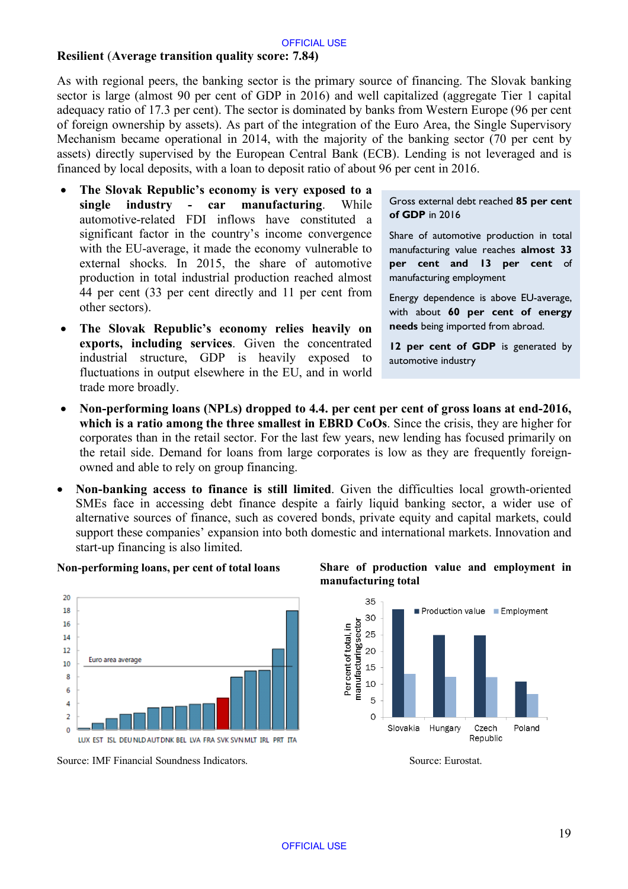**Resilient** (**Average transition quality score: 7.84**)

As with regional peers, the banking sector is the primary source of financing. The Slovak banking sector is large (almost 90 per cent of GDP in 2016) and well capitalized (aggregate Tier 1 capital adequacy ratio of 17.3 per cent). The sector is dominated by banks from Western Europe (96 per cent of foreign ownership by assets). As part of the integration of the Euro Area, the Single Supervisory Mechanism became operational in 2014, with the majority of the banking sector (70 per cent by assets) directly supervised by the European Central Bank (ECB). Lending is not leveraged and is financed by local deposits, with a loan to deposit ratio of about 96 per cent in 2016.

- **The Slovak Republic's economy is very exposed to a single industry - car manufacturing**. While automotive-related FDI inflows have constituted a significant factor in the country's income convergence with the EU-average, it made the economy vulnerable to external shocks. In 2015, the share of automotive production in total industrial production reached almost 44 per cent (33 per cent directly and 11 per cent from other sectors).
- **The Slovak Republic's economy relies heavily on exports, including services**. Given the concentrated industrial structure, GDP is heavily exposed to fluctuations in output elsewhere in the EU, and in world trade more broadly.

> Gross external debt reached **85 per cent of GDP** in 2016
>
> Share of automotive production in total manufacturing value reaches **almost 33 per cent and 13 per cent** of manufacturing employment
>
> Energy dependence is above EU-average, with about **60 per cent of energy needs** being imported from abroad.
>
> **12 per cent of GDP** is generated by automotive industry

- **Non-performing loans (NPLs) dropped to 4.4. per cent per cent of gross loans at end-2016, which is a ratio among the three smallest in EBRD CoOs**. Since the crisis, they are higher for corporates than in the retail sector. For the last few years, new lending has focused primarily on the retail side. Demand for loans from large corporates is low as they are frequently foreign-owned and able to rely on group financing.
- **Non-banking access to finance is still limited**. Given the difficulties local growth-oriented SMEs face in accessing debt finance despite a fairly liquid banking sector, a wider use of alternative sources of finance, such as covered bonds, private equity and capital markets, could support these companies' expansion into both domestic and international markets. Innovation and start-up financing is also limited.

**Non-performing loans, per cent of total loans**

Source: IMF Financial Soundness Indicators.

**Share of production value and employment in manufacturing total**

Source: Eurostat.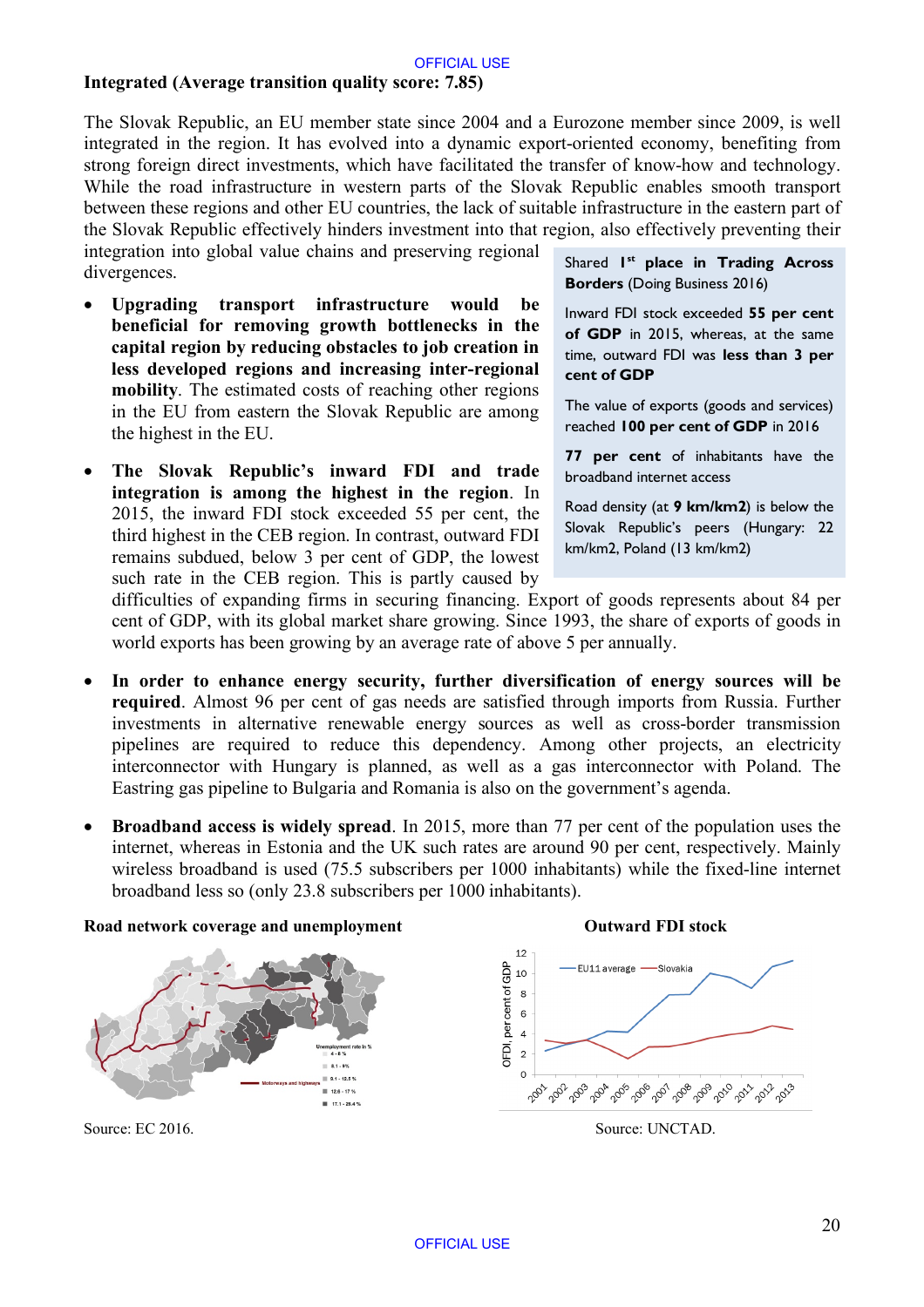### Integrated (Average transition quality score: 7.85)

The Slovak Republic, an EU member state since 2004 and a Eurozone member since 2009, is well integrated in the region. It has evolved into a dynamic export-oriented economy, benefiting from strong foreign direct investments, which have facilitated the transfer of know-how and technology. While the road infrastructure in western parts of the Slovak Republic enables smooth transport between these regions and other EU countries, the lack of suitable infrastructure in the eastern part of the Slovak Republic effectively hinders investment into that region, also effectively preventing their integration into global value chains and preserving regional divergences.

- **Upgrading transport infrastructure would be beneficial for removing growth bottlenecks in the capital region by reducing obstacles to job creation in less developed regions and increasing inter-regional mobility**. The estimated costs of reaching other regions in the EU from eastern the Slovak Republic are among the highest in the EU.

- **The Slovak Republic's inward FDI and trade integration is among the highest in the region**. In 2015, the inward FDI stock exceeded 55 per cent, the third highest in the CEB region. In contrast, outward FDI remains subdued, below 3 per cent of GDP, the lowest such rate in the CEB region. This is partly caused by difficulties of expanding firms in securing financing. Export of goods represents about 84 per cent of GDP, with its global market share growing. Since 1993, the share of exports of goods in world exports has been growing by an average rate of above 5 per annually.

- **In order to enhance energy security, further diversification of energy sources will be required**. Almost 96 per cent of gas needs are satisfied through imports from Russia. Further investments in alternative renewable energy sources as well as cross-border transmission pipelines are required to reduce this dependency. Among other projects, an electricity interconnector with Hungary is planned, as well as a gas interconnector with Poland. The Eastring gas pipeline to Bulgaria and Romania is also on the government's agenda.

- **Broadband access is widely spread**. In 2015, more than 77 per cent of the population uses the internet, whereas in Estonia and the UK such rates are around 90 per cent, respectively. Mainly wireless broadband is used (75.5 subscribers per 1000 inhabitants) while the fixed-line internet broadband less so (only 23.8 subscribers per 1000 inhabitants).

> Shared **1st place in Trading Across Borders** (Doing Business 2016)
>
> Inward FDI stock exceeded **55 per cent of GDP** in 2015, whereas, at the same time, outward FDI was **less than 3 per cent of GDP**
>
> The value of exports (goods and services) reached **100 per cent of GDP** in 2016
>
> **77 per cent** of inhabitants have the broadband internet access
>
> Road density (at **9 km/km2**) is below the Slovak Republic's peers (Hungary: 22 km/km2, Poland (13 km/km2)

**Road network coverage and unemployment**

Unemployment rate in %: 4 - 8 %; 8.1 - 9%; 9.1 - 12.5 %; 12.6 - 17 %; 17.1 - 28.4 %

Motorways and highways

Source: EC 2016.

**Outward FDI stock**

OFDI, per cent of GDP (0–12), 2001–2013; EU11 average, Slovakia

Source: UNCTAD.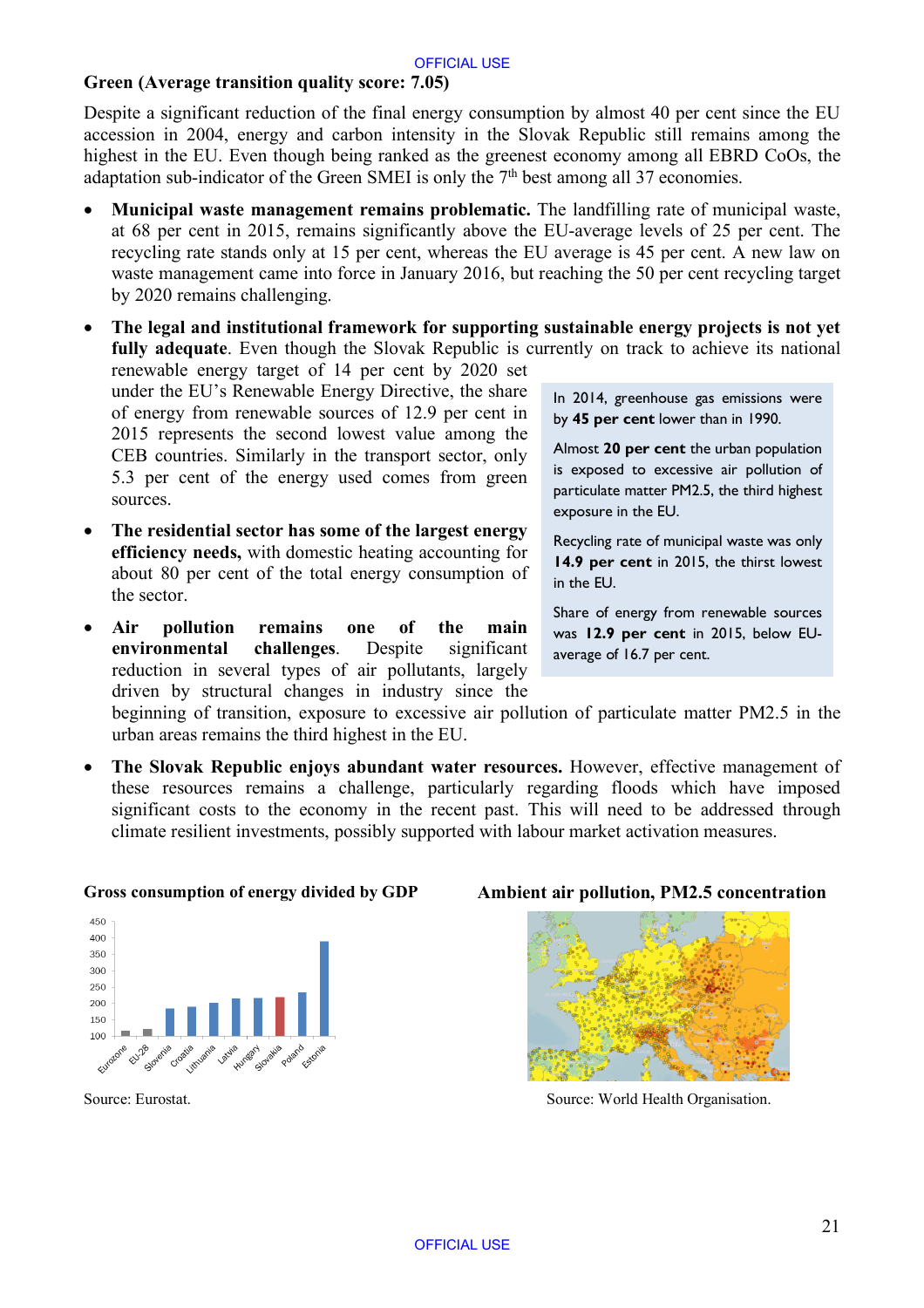### Green (Average transition quality score: 7.05)

Despite a significant reduction of the final energy consumption by almost 40 per cent since the EU accession in 2004, energy and carbon intensity in the Slovak Republic still remains among the highest in the EU. Even though being ranked as the greenest economy among all EBRD CoOs, the adaptation sub-indicator of the Green SMEI is only the 7th best among all 37 economies.

- **Municipal waste management remains problematic.** The landfilling rate of municipal waste, at 68 per cent in 2015, remains significantly above the EU-average levels of 25 per cent. The recycling rate stands only at 15 per cent, whereas the EU average is 45 per cent. A new law on waste management came into force in January 2016, but reaching the 50 per cent recycling target by 2020 remains challenging.
- **The legal and institutional framework for supporting sustainable energy projects is not yet fully adequate**. Even though the Slovak Republic is currently on track to achieve its national renewable energy target of 14 per cent by 2020 set under the EU's Renewable Energy Directive, the share of energy from renewable sources of 12.9 per cent in 2015 represents the second lowest value among the CEB countries. Similarly in the transport sector, only 5.3 per cent of the energy used comes from green sources.
- **The residential sector has some of the largest energy efficiency needs,** with domestic heating accounting for about 80 per cent of the total energy consumption of the sector.
- **Air pollution remains one of the main environmental challenges**. Despite significant reduction in several types of air pollutants, largely driven by structural changes in industry since the beginning of transition, exposure to excessive air pollution of particulate matter PM2.5 in the urban areas remains the third highest in the EU.
- **The Slovak Republic enjoys abundant water resources.** However, effective management of these resources remains a challenge, particularly regarding floods which have imposed significant costs to the economy in the recent past. This will need to be addressed through climate resilient investments, possibly supported with labour market activation measures.

> In 2014, greenhouse gas emissions were by **45 per cent** lower than in 1990.
>
> Almost **20 per cent** the urban population is exposed to excessive air pollution of particulate matter PM2.5, the third highest exposure in the EU.
>
> Recycling rate of municipal waste was only **14.9 per cent** in 2015, the thirst lowest in the EU.
>
> Share of energy from renewable sources was **12.9 per cent** in 2015, below EU-average of 16.7 per cent.

**Gross consumption of energy divided by GDP**

| Country | Value (approx.) |
|---|---|
| Eurozone | ~120 |
| EU-28 | ~120 |
| Slovenia | ~185 |
| Croatia | ~190 |
| Lithuania | ~205 |
| Latvia | ~215 |
| Hungary | ~220 |
| Slovakia | ~220 |
| Poland | ~235 |
| Estonia | ~390 |

Source: Eurostat.

**Ambient air pollution, PM2.5 concentration**

Source: World Health Organisation.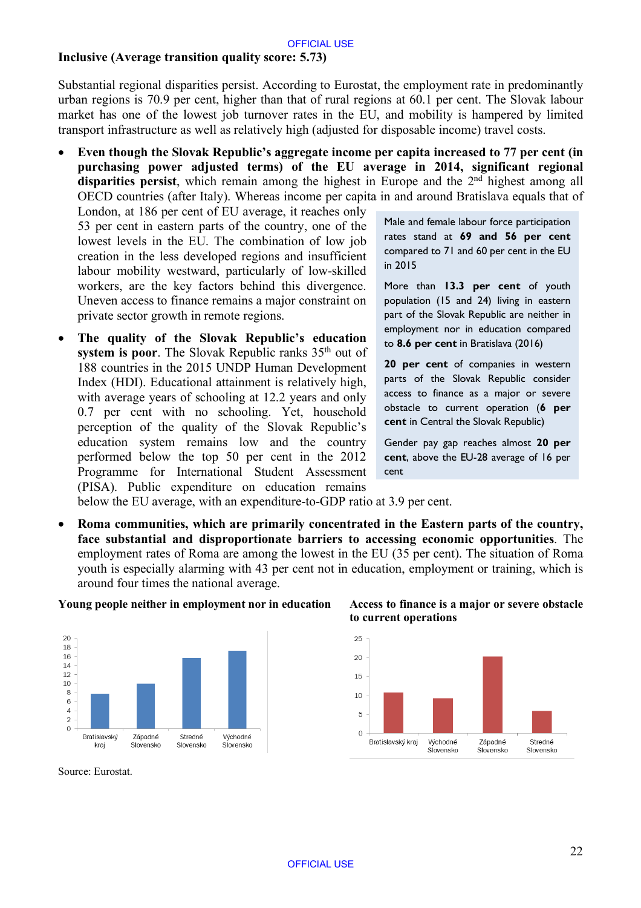**Inclusive (Average transition quality score: 5.73)**

Substantial regional disparities persist. According to Eurostat, the employment rate in predominantly urban regions is 70.9 per cent, higher than that of rural regions at 60.1 per cent. The Slovak labour market has one of the lowest job turnover rates in the EU, and mobility is hampered by limited transport infrastructure as well as relatively high (adjusted for disposable income) travel costs.

- **Even though the Slovak Republic's aggregate income per capita increased to 77 per cent (in purchasing power adjusted terms) of the EU average in 2014, significant regional disparities persist**, which remain among the highest in Europe and the 2nd highest among all OECD countries (after Italy). Whereas income per capita in and around Bratislava equals that of London, at 186 per cent of EU average, it reaches only 53 per cent in eastern parts of the country, one of the lowest levels in the EU. The combination of low job creation in the less developed regions and insufficient labour mobility westward, particularly of low-skilled workers, are the key factors behind this divergence. Uneven access to finance remains a major constraint on private sector growth in remote regions.
- **The quality of the Slovak Republic's education system is poor**. The Slovak Republic ranks 35th out of 188 countries in the 2015 UNDP Human Development Index (HDI). Educational attainment is relatively high, with average years of schooling at 12.2 years and only 0.7 per cent with no schooling. Yet, household perception of the quality of the Slovak Republic's education system remains low and the country performed below the top 50 per cent in the 2012 Programme for International Student Assessment (PISA). Public expenditure on education remains below the EU average, with an expenditure-to-GDP ratio at 3.9 per cent.

> Male and female labour force participation rates stand at **69 and 56 per cent** compared to 71 and 60 per cent in the EU in 2015
>
> More than **13.3 per cent** of youth population (15 and 24) living in eastern part of the Slovak Republic are neither in employment nor in education compared to **8.6 per cent** in Bratislava (2016)
>
> **20 per cent** of companies in western parts of the Slovak Republic consider access to finance as a major or severe obstacle to current operation (**6 per cent** in Central the Slovak Republic)
>
> Gender pay gap reaches almost **20 per cent**, above the EU-28 average of 16 per cent

- **Roma communities, which are primarily concentrated in the Eastern parts of the country, face substantial and disproportionate barriers to accessing economic opportunities**. The employment rates of Roma are among the lowest in the EU (35 per cent). The situation of Roma youth is especially alarming with 43 per cent not in education, employment or training, which is around four times the national average.

**Young people neither in employment nor in education**

**Access to finance is a major or severe obstacle to current operations**

Source: Eurostat.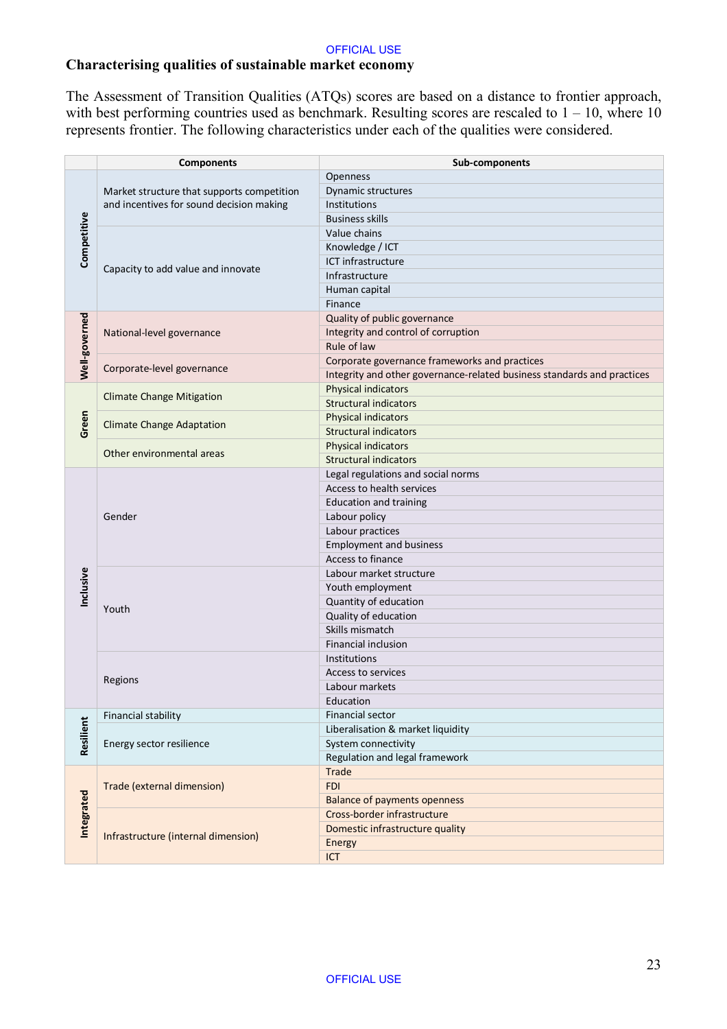## Characterising qualities of sustainable market economy

The Assessment of Transition Qualities (ATQs) scores are based on a distance to frontier approach, with best performing countries used as benchmark. Resulting scores are rescaled to 1 – 10, where 10 represents frontier. The following characteristics under each of the qualities were considered.

| | Components | Sub-components |
|---|---|---|
| Competitive | Market structure that supports competition and incentives for sound decision making | Openness |
| | | Dynamic structures |
| | | Institutions |
| | | Business skills |
| | Capacity to add value and innovate | Value chains |
| | | Knowledge / ICT |
| | | ICT infrastructure |
| | | Infrastructure |
| | | Human capital |
| | | Finance |
| Well-governed | National-level governance | Quality of public governance |
| | | Integrity and control of corruption |
| | | Rule of law |
| | Corporate-level governance | Corporate governance frameworks and practices |
| | | Integrity and other governance-related business standards and practices |
| Green | Climate Change Mitigation | Physical indicators |
| | | Structural indicators |
| | Climate Change Adaptation | Physical indicators |
| | | Structural indicators |
| | Other environmental areas | Physical indicators |
| | | Structural indicators |
| Inclusive | Gender | Legal regulations and social norms |
| | | Access to health services |
| | | Education and training |
| | | Labour policy |
| | | Labour practices |
| | | Employment and business |
| | | Access to finance |
| | Youth | Labour market structure |
| | | Youth employment |
| | | Quantity of education |
| | | Quality of education |
| | | Skills mismatch |
| | | Financial inclusion |
| | Regions | Institutions |
| | | Access to services |
| | | Labour markets |
| | | Education |
| Resilient | Financial stability | Financial sector |
| | Energy sector resilience | Liberalisation & market liquidity |
| | | System connectivity |
| | | Regulation and legal framework |
| Integrated | Trade (external dimension) | Trade |
| | | FDI |
| | | Balance of payments openness |
| | Infrastructure (internal dimension) | Cross-border infrastructure |
| | | Domestic infrastructure quality |
| | | Energy |
| | | ICT |